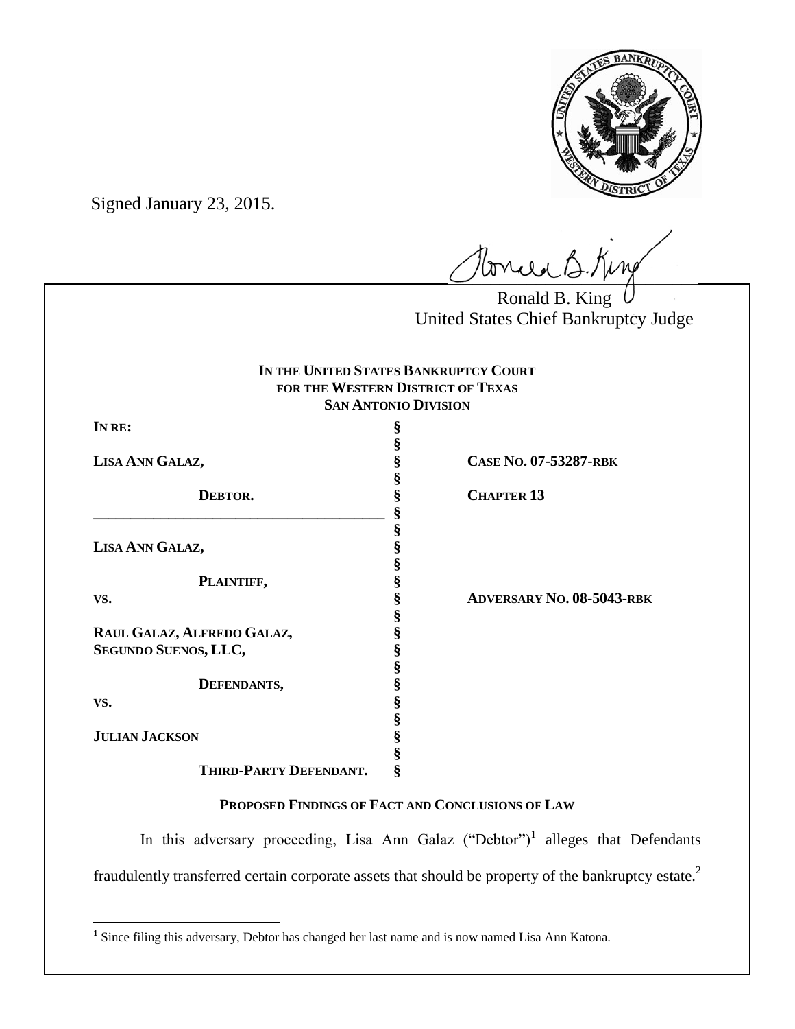Signed January 23, 2015.

Ronald B. King
United States Chief Bankruptcy Judge

**IN THE UNITED STATES BANKRUPTCY COURT**
**FOR THE WESTERN DISTRICT OF TEXAS**
**SAN ANTONIO DIVISION**

| | | |
|---|---|---|
| **IN RE:** | § | |
| | § | |
| **LISA ANN GALAZ,** | § | **CASE NO. 07-53287-RBK** |
| | § | |
| **DEBTOR.** | § | **CHAPTER 13** |
| | § | |
| | § | |
| **LISA ANN GALAZ,** | § | |
| | § | |
| **PLAINTIFF,** | § | |
| **VS.** | § | **ADVERSARY NO. 08-5043-RBK** |
| | § | |
| **RAUL GALAZ, ALFREDO GALAZ, SEGUNDO SUENOS, LLC,** | § | |
| | § | |
| **DEFENDANTS,** | § | |
| **VS.** | § | |
| | § | |
| **JULIAN JACKSON** | § | |
| | § | |
| **THIRD-PARTY DEFENDANT.** | § | |

**PROPOSED FINDINGS OF FACT AND CONCLUSIONS OF LAW**

In this adversary proceeding, Lisa Ann Galaz ("Debtor")[1] alleges that Defendants fraudulently transferred certain corporate assets that should be property of the bankruptcy estate.[2]

[1] Since filing this adversary, Debtor has changed her last name and is now named Lisa Ann Katona.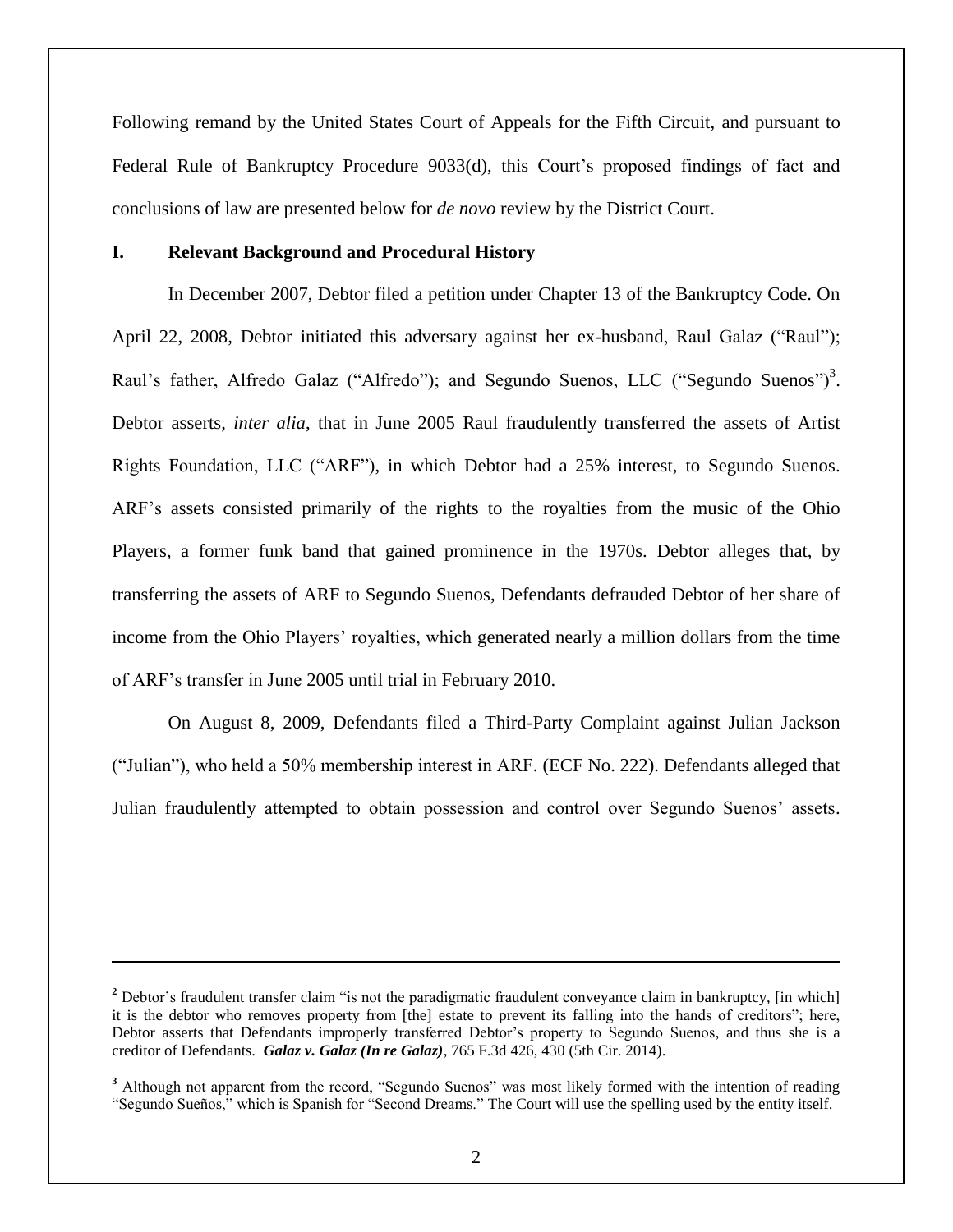Following remand by the United States Court of Appeals for the Fifth Circuit, and pursuant to Federal Rule of Bankruptcy Procedure 9033(d), this Court's proposed findings of fact and conclusions of law are presented below for *de novo* review by the District Court.

## I. Relevant Background and Procedural History

In December 2007, Debtor filed a petition under Chapter 13 of the Bankruptcy Code. On April 22, 2008, Debtor initiated this adversary against her ex-husband, Raul Galaz ("Raul"); Raul's father, Alfredo Galaz ("Alfredo"); and Segundo Suenos, LLC ("Segundo Suenos")[3]. Debtor asserts, *inter alia*, that in June 2005 Raul fraudulently transferred the assets of Artist Rights Foundation, LLC ("ARF"), in which Debtor had a 25% interest, to Segundo Suenos. ARF's assets consisted primarily of the rights to the royalties from the music of the Ohio Players, a former funk band that gained prominence in the 1970s. Debtor alleges that, by transferring the assets of ARF to Segundo Suenos, Defendants defrauded Debtor of her share of income from the Ohio Players' royalties, which generated nearly a million dollars from the time of ARF's transfer in June 2005 until trial in February 2010.

On August 8, 2009, Defendants filed a Third-Party Complaint against Julian Jackson ("Julian"), who held a 50% membership interest in ARF. (ECF No. 222). Defendants alleged that Julian fraudulently attempted to obtain possession and control over Segundo Suenos' assets.

---

[2] Debtor's fraudulent transfer claim "is not the paradigmatic fraudulent conveyance claim in bankruptcy, [in which] it is the debtor who removes property from [the] estate to prevent its falling into the hands of creditors"; here, Debtor asserts that Defendants improperly transferred Debtor's property to Segundo Suenos, and thus she is a creditor of Defendants. ***Galaz v. Galaz (In re Galaz)***, 765 F.3d 426, 430 (5th Cir. 2014).

[3] Although not apparent from the record, "Segundo Suenos" was most likely formed with the intention of reading "Segundo Sueños," which is Spanish for "Second Dreams." The Court will use the spelling used by the entity itself.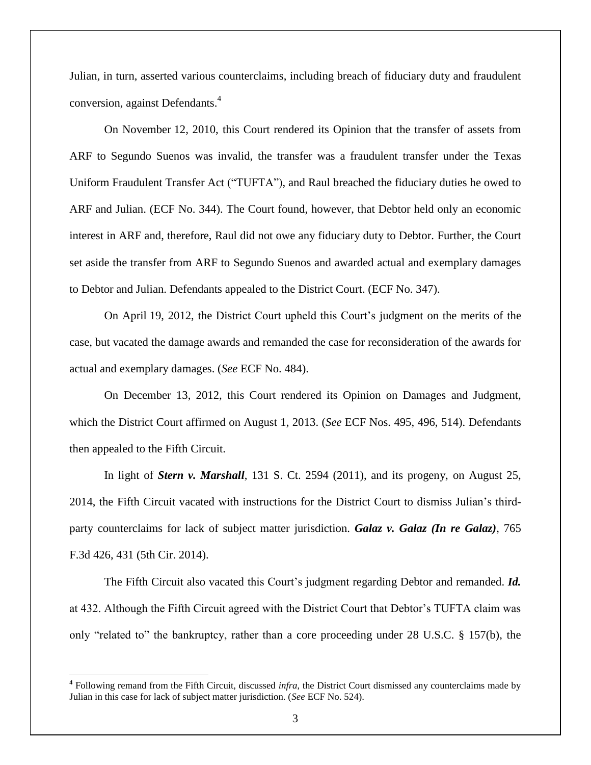Julian, in turn, asserted various counterclaims, including breach of fiduciary duty and fraudulent conversion, against Defendants.[4]

On November 12, 2010, this Court rendered its Opinion that the transfer of assets from ARF to Segundo Suenos was invalid, the transfer was a fraudulent transfer under the Texas Uniform Fraudulent Transfer Act ("TUFTA"), and Raul breached the fiduciary duties he owed to ARF and Julian. (ECF No. 344). The Court found, however, that Debtor held only an economic interest in ARF and, therefore, Raul did not owe any fiduciary duty to Debtor. Further, the Court set aside the transfer from ARF to Segundo Suenos and awarded actual and exemplary damages to Debtor and Julian. Defendants appealed to the District Court. (ECF No. 347).

On April 19, 2012, the District Court upheld this Court's judgment on the merits of the case, but vacated the damage awards and remanded the case for reconsideration of the awards for actual and exemplary damages. (*See* ECF No. 484).

On December 13, 2012, this Court rendered its Opinion on Damages and Judgment, which the District Court affirmed on August 1, 2013. (*See* ECF Nos. 495, 496, 514). Defendants then appealed to the Fifth Circuit.

In light of ***Stern v. Marshall***, 131 S. Ct. 2594 (2011), and its progeny, on August 25, 2014, the Fifth Circuit vacated with instructions for the District Court to dismiss Julian's third-party counterclaims for lack of subject matter jurisdiction. ***Galaz v. Galaz (In re Galaz)***, 765 F.3d 426, 431 (5th Cir. 2014).

The Fifth Circuit also vacated this Court's judgment regarding Debtor and remanded. ***Id.*** at 432. Although the Fifth Circuit agreed with the District Court that Debtor's TUFTA claim was only "related to" the bankruptcy, rather than a core proceeding under 28 U.S.C. § 157(b), the

---

[4] Following remand from the Fifth Circuit, discussed *infra*, the District Court dismissed any counterclaims made by Julian in this case for lack of subject matter jurisdiction. (*See* ECF No. 524).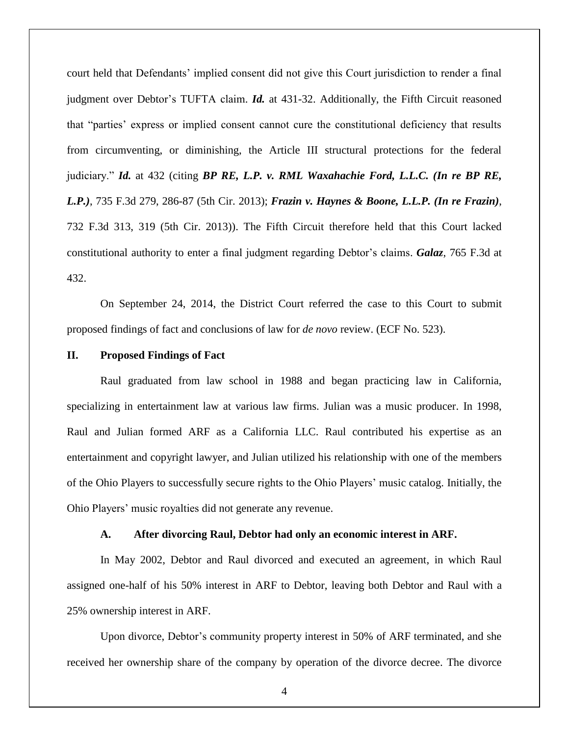court held that Defendants' implied consent did not give this Court jurisdiction to render a final judgment over Debtor's TUFTA claim. ***Id.*** at 431-32. Additionally, the Fifth Circuit reasoned that "parties' express or implied consent cannot cure the constitutional deficiency that results from circumventing, or diminishing, the Article III structural protections for the federal judiciary." ***Id.*** at 432 (citing ***BP RE, L.P. v. RML Waxahachie Ford, L.L.C. (In re BP RE, L.P.)***, 735 F.3d 279, 286-87 (5th Cir. 2013); ***Frazin v. Haynes & Boone, L.L.P. (In re Frazin)***, 732 F.3d 313, 319 (5th Cir. 2013)). The Fifth Circuit therefore held that this Court lacked constitutional authority to enter a final judgment regarding Debtor's claims. ***Galaz***, 765 F.3d at 432.

On September 24, 2014, the District Court referred the case to this Court to submit proposed findings of fact and conclusions of law for *de novo* review. (ECF No. 523).

## II. Proposed Findings of Fact

Raul graduated from law school in 1988 and began practicing law in California, specializing in entertainment law at various law firms. Julian was a music producer. In 1998, Raul and Julian formed ARF as a California LLC. Raul contributed his expertise as an entertainment and copyright lawyer, and Julian utilized his relationship with one of the members of the Ohio Players to successfully secure rights to the Ohio Players' music catalog. Initially, the Ohio Players' music royalties did not generate any revenue.

### A. After divorcing Raul, Debtor had only an economic interest in ARF.

In May 2002, Debtor and Raul divorced and executed an agreement, in which Raul assigned one-half of his 50% interest in ARF to Debtor, leaving both Debtor and Raul with a 25% ownership interest in ARF.

Upon divorce, Debtor's community property interest in 50% of ARF terminated, and she received her ownership share of the company by operation of the divorce decree. The divorce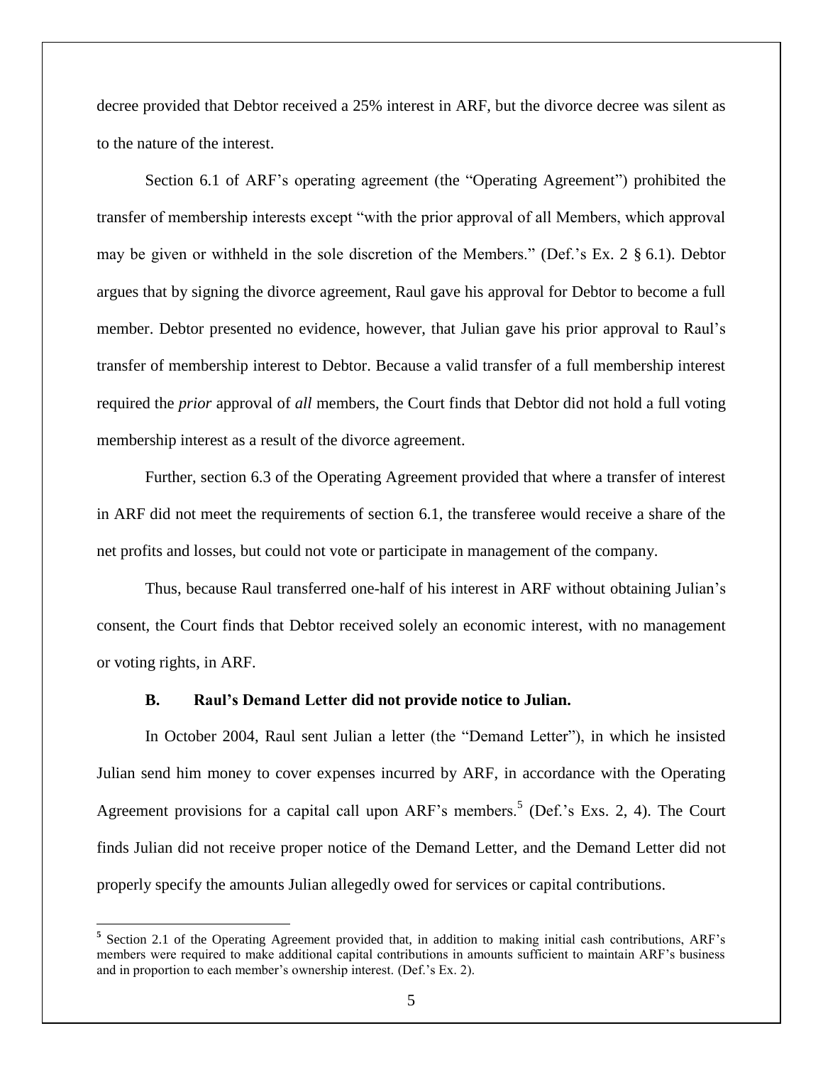decree provided that Debtor received a 25% interest in ARF, but the divorce decree was silent as to the nature of the interest.

Section 6.1 of ARF's operating agreement (the "Operating Agreement") prohibited the transfer of membership interests except "with the prior approval of all Members, which approval may be given or withheld in the sole discretion of the Members." (Def.'s Ex. 2 § 6.1). Debtor argues that by signing the divorce agreement, Raul gave his approval for Debtor to become a full member. Debtor presented no evidence, however, that Julian gave his prior approval to Raul's transfer of membership interest to Debtor. Because a valid transfer of a full membership interest required the *prior* approval of *all* members, the Court finds that Debtor did not hold a full voting membership interest as a result of the divorce agreement.

Further, section 6.3 of the Operating Agreement provided that where a transfer of interest in ARF did not meet the requirements of section 6.1, the transferee would receive a share of the net profits and losses, but could not vote or participate in management of the company.

Thus, because Raul transferred one-half of his interest in ARF without obtaining Julian's consent, the Court finds that Debtor received solely an economic interest, with no management or voting rights, in ARF.

### B. Raul's Demand Letter did not provide notice to Julian.

In October 2004, Raul sent Julian a letter (the "Demand Letter"), in which he insisted Julian send him money to cover expenses incurred by ARF, in accordance with the Operating Agreement provisions for a capital call upon ARF's members.[5] (Def.'s Exs. 2, 4). The Court finds Julian did not receive proper notice of the Demand Letter, and the Demand Letter did not properly specify the amounts Julian allegedly owed for services or capital contributions.

---

[5] Section 2.1 of the Operating Agreement provided that, in addition to making initial cash contributions, ARF's members were required to make additional capital contributions in amounts sufficient to maintain ARF's business and in proportion to each member's ownership interest. (Def.'s Ex. 2).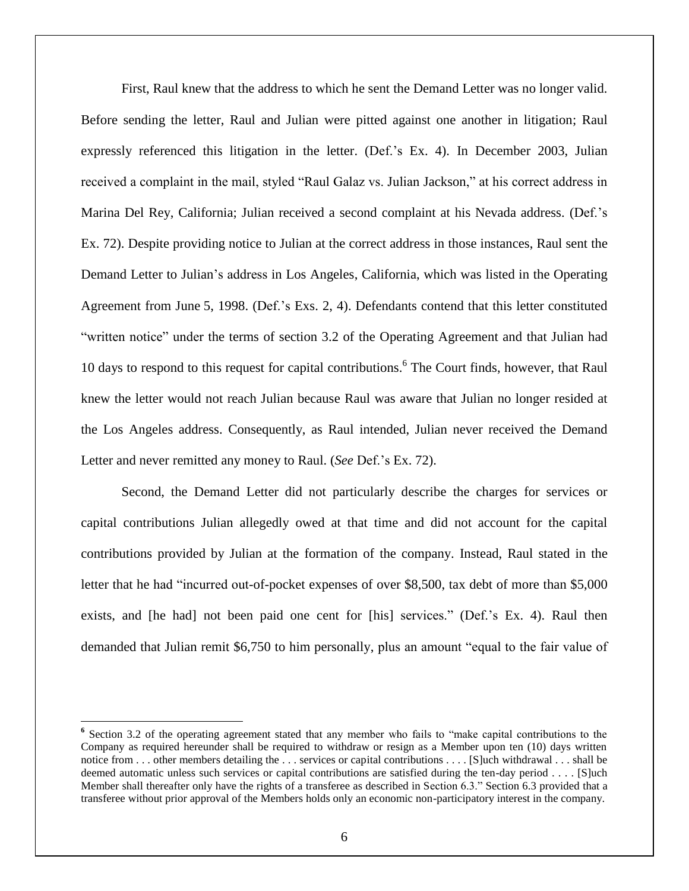First, Raul knew that the address to which he sent the Demand Letter was no longer valid. Before sending the letter, Raul and Julian were pitted against one another in litigation; Raul expressly referenced this litigation in the letter. (Def.'s Ex. 4). In December 2003, Julian received a complaint in the mail, styled "Raul Galaz vs. Julian Jackson," at his correct address in Marina Del Rey, California; Julian received a second complaint at his Nevada address. (Def.'s Ex. 72). Despite providing notice to Julian at the correct address in those instances, Raul sent the Demand Letter to Julian's address in Los Angeles, California, which was listed in the Operating Agreement from June 5, 1998. (Def.'s Exs. 2, 4). Defendants contend that this letter constituted "written notice" under the terms of section 3.2 of the Operating Agreement and that Julian had 10 days to respond to this request for capital contributions.[6] The Court finds, however, that Raul knew the letter would not reach Julian because Raul was aware that Julian no longer resided at the Los Angeles address. Consequently, as Raul intended, Julian never received the Demand Letter and never remitted any money to Raul. (*See* Def.'s Ex. 72).

Second, the Demand Letter did not particularly describe the charges for services or capital contributions Julian allegedly owed at that time and did not account for the capital contributions provided by Julian at the formation of the company. Instead, Raul stated in the letter that he had "incurred out-of-pocket expenses of over $8,500, tax debt of more than $5,000 exists, and [he had] not been paid one cent for [his] services." (Def.'s Ex. 4). Raul then demanded that Julian remit $6,750 to him personally, plus an amount "equal to the fair value of

---

[6] Section 3.2 of the operating agreement stated that any member who fails to "make capital contributions to the Company as required hereunder shall be required to withdraw or resign as a Member upon ten (10) days written notice from . . . other members detailing the . . . services or capital contributions . . . . [S]uch withdrawal . . . shall be deemed automatic unless such services or capital contributions are satisfied during the ten-day period . . . . [S]uch Member shall thereafter only have the rights of a transferee as described in Section 6.3." Section 6.3 provided that a transferee without prior approval of the Members holds only an economic non-participatory interest in the company.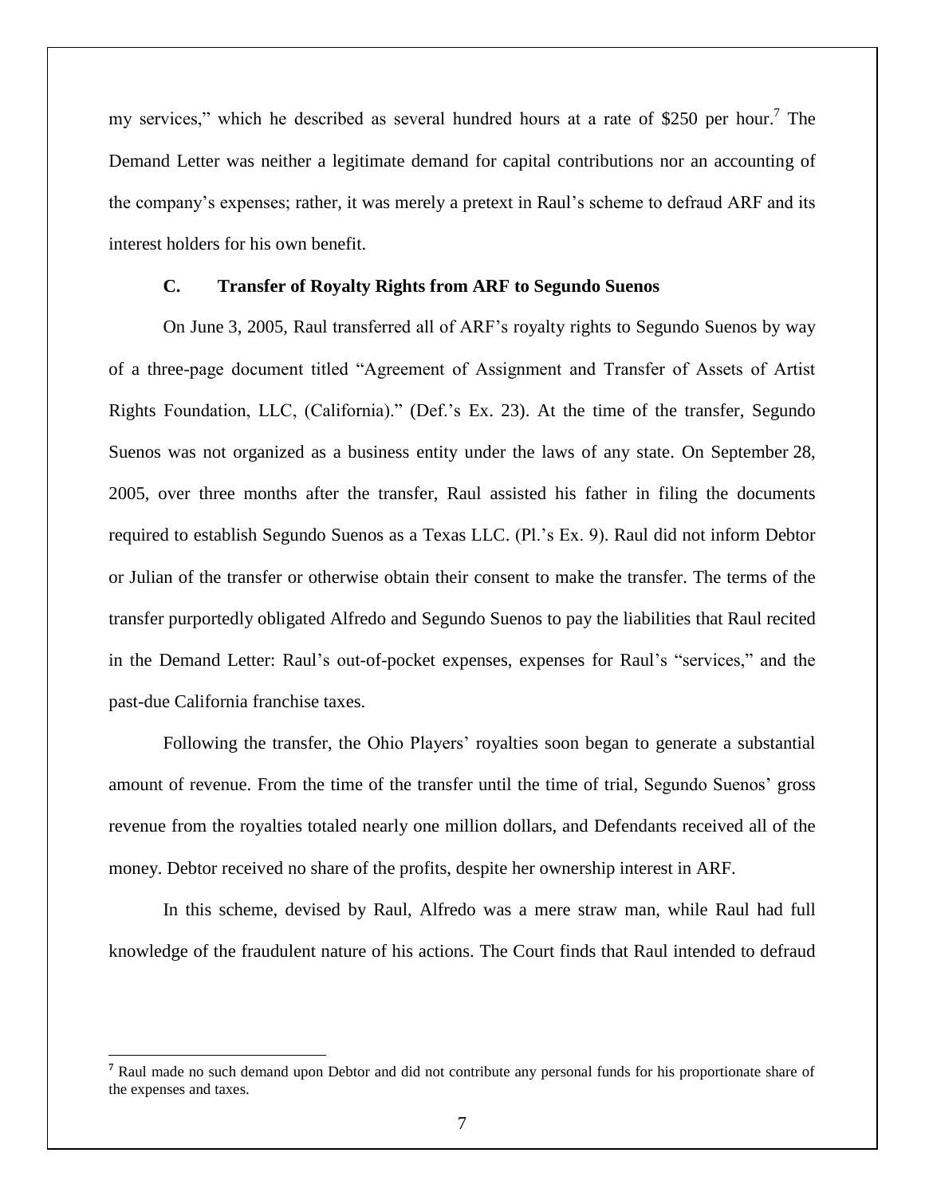my services," which he described as several hundred hours at a rate of $250 per hour.[7] The Demand Letter was neither a legitimate demand for capital contributions nor an accounting of the company's expenses; rather, it was merely a pretext in Raul's scheme to defraud ARF and its interest holders for his own benefit.

### C. Transfer of Royalty Rights from ARF to Segundo Suenos

On June 3, 2005, Raul transferred all of ARF's royalty rights to Segundo Suenos by way of a three-page document titled "Agreement of Assignment and Transfer of Assets of Artist Rights Foundation, LLC, (California)." (Def.'s Ex. 23). At the time of the transfer, Segundo Suenos was not organized as a business entity under the laws of any state. On September 28, 2005, over three months after the transfer, Raul assisted his father in filing the documents required to establish Segundo Suenos as a Texas LLC. (Pl.'s Ex. 9). Raul did not inform Debtor or Julian of the transfer or otherwise obtain their consent to make the transfer. The terms of the transfer purportedly obligated Alfredo and Segundo Suenos to pay the liabilities that Raul recited in the Demand Letter: Raul's out-of-pocket expenses, expenses for Raul's "services," and the past-due California franchise taxes.

Following the transfer, the Ohio Players' royalties soon began to generate a substantial amount of revenue. From the time of the transfer until the time of trial, Segundo Suenos' gross revenue from the royalties totaled nearly one million dollars, and Defendants received all of the money. Debtor received no share of the profits, despite her ownership interest in ARF.

In this scheme, devised by Raul, Alfredo was a mere straw man, while Raul had full knowledge of the fraudulent nature of his actions. The Court finds that Raul intended to defraud

---

[7] Raul made no such demand upon Debtor and did not contribute any personal funds for his proportionate share of the expenses and taxes.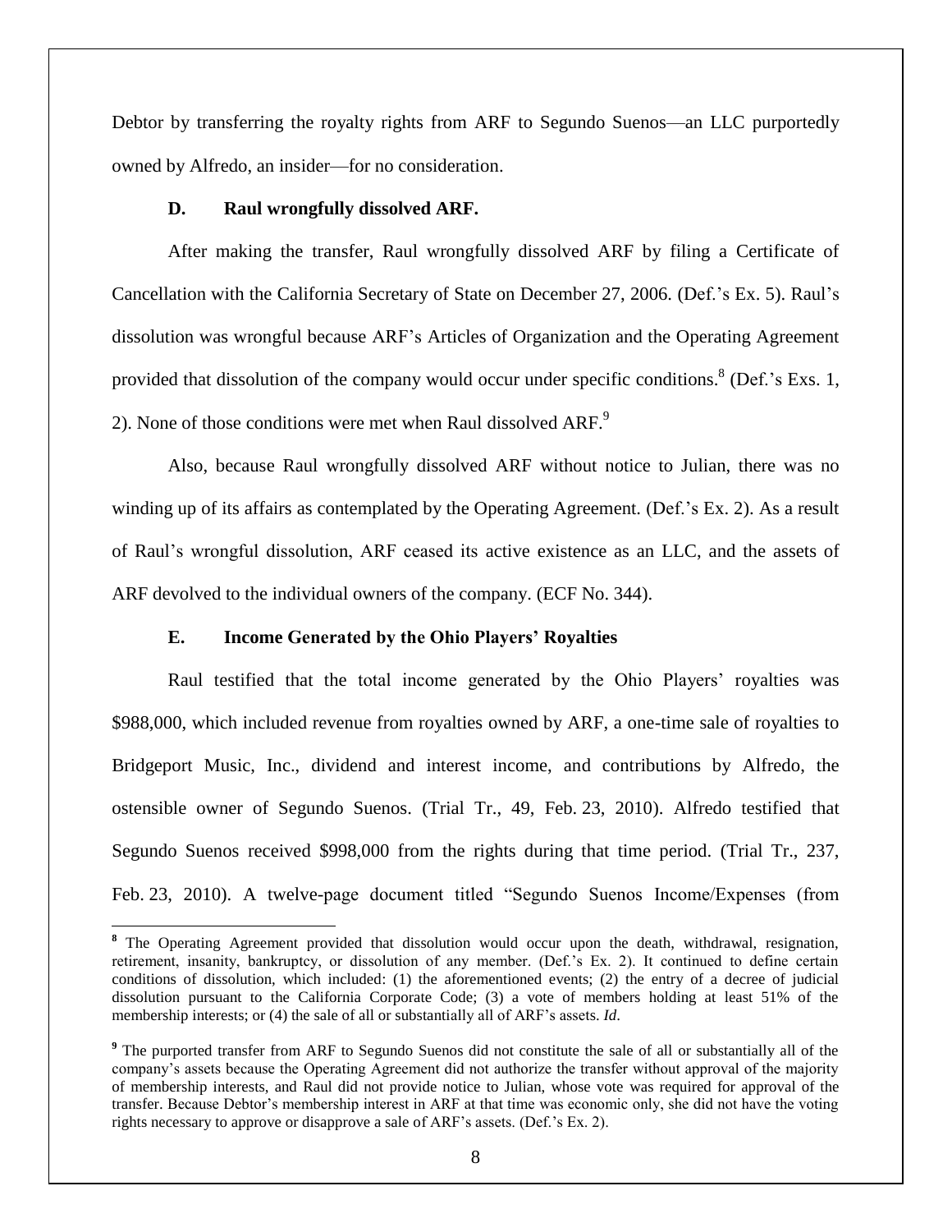Debtor by transferring the royalty rights from ARF to Segundo Suenos—an LLC purportedly owned by Alfredo, an insider—for no consideration.

### D. Raul wrongfully dissolved ARF.

After making the transfer, Raul wrongfully dissolved ARF by filing a Certificate of Cancellation with the California Secretary of State on December 27, 2006. (Def.'s Ex. 5). Raul's dissolution was wrongful because ARF's Articles of Organization and the Operating Agreement provided that dissolution of the company would occur under specific conditions.[8] (Def.'s Exs. 1, 2). None of those conditions were met when Raul dissolved ARF.[9]

Also, because Raul wrongfully dissolved ARF without notice to Julian, there was no winding up of its affairs as contemplated by the Operating Agreement. (Def.'s Ex. 2). As a result of Raul's wrongful dissolution, ARF ceased its active existence as an LLC, and the assets of ARF devolved to the individual owners of the company. (ECF No. 344).

### E. Income Generated by the Ohio Players' Royalties

Raul testified that the total income generated by the Ohio Players' royalties was \$988,000, which included revenue from royalties owned by ARF, a one-time sale of royalties to Bridgeport Music, Inc., dividend and interest income, and contributions by Alfredo, the ostensible owner of Segundo Suenos. (Trial Tr., 49, Feb. 23, 2010). Alfredo testified that Segundo Suenos received \$998,000 from the rights during that time period. (Trial Tr., 237, Feb. 23, 2010). A twelve-page document titled "Segundo Suenos Income/Expenses (from

---

[8] The Operating Agreement provided that dissolution would occur upon the death, withdrawal, resignation, retirement, insanity, bankruptcy, or dissolution of any member. (Def.'s Ex. 2). It continued to define certain conditions of dissolution, which included: (1) the aforementioned events; (2) the entry of a decree of judicial dissolution pursuant to the California Corporate Code; (3) a vote of members holding at least 51% of the membership interests; or (4) the sale of all or substantially all of ARF's assets. *Id*.

[9] The purported transfer from ARF to Segundo Suenos did not constitute the sale of all or substantially all of the company's assets because the Operating Agreement did not authorize the transfer without approval of the majority of membership interests, and Raul did not provide notice to Julian, whose vote was required for approval of the transfer. Because Debtor's membership interest in ARF at that time was economic only, she did not have the voting rights necessary to approve or disapprove a sale of ARF's assets. (Def.'s Ex. 2).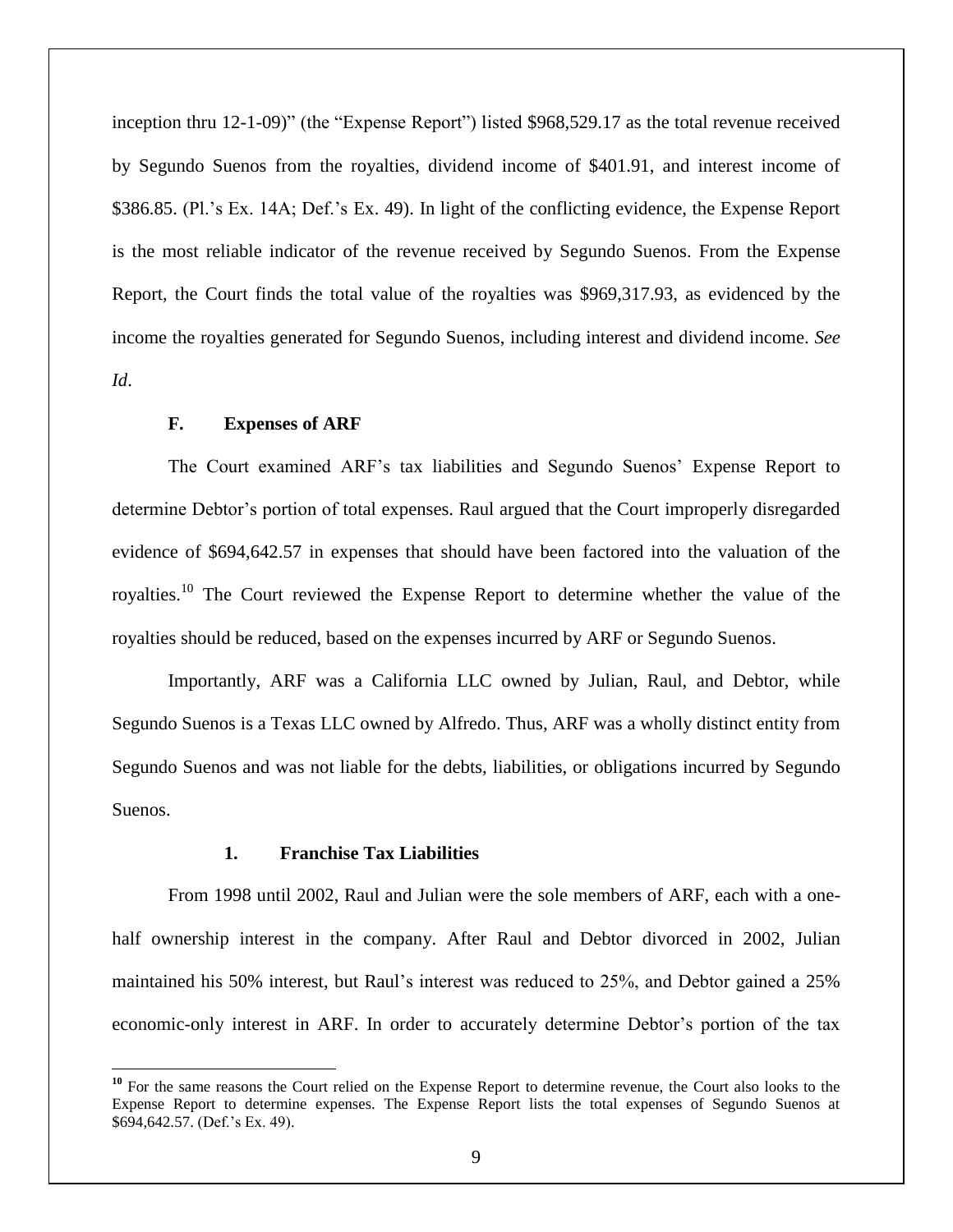inception thru 12-1-09)" (the "Expense Report") listed $968,529.17 as the total revenue received by Segundo Suenos from the royalties, dividend income of $401.91, and interest income of $386.85. (Pl.'s Ex. 14A; Def.'s Ex. 49). In light of the conflicting evidence, the Expense Report is the most reliable indicator of the revenue received by Segundo Suenos. From the Expense Report, the Court finds the total value of the royalties was $969,317.93, as evidenced by the income the royalties generated for Segundo Suenos, including interest and dividend income. *See Id*.

### F. Expenses of ARF

The Court examined ARF's tax liabilities and Segundo Suenos' Expense Report to determine Debtor's portion of total expenses. Raul argued that the Court improperly disregarded evidence of $694,642.57 in expenses that should have been factored into the valuation of the royalties.[10] The Court reviewed the Expense Report to determine whether the value of the royalties should be reduced, based on the expenses incurred by ARF or Segundo Suenos.

Importantly, ARF was a California LLC owned by Julian, Raul, and Debtor, while Segundo Suenos is a Texas LLC owned by Alfredo. Thus, ARF was a wholly distinct entity from Segundo Suenos and was not liable for the debts, liabilities, or obligations incurred by Segundo Suenos.

#### 1. Franchise Tax Liabilities

From 1998 until 2002, Raul and Julian were the sole members of ARF, each with a one-half ownership interest in the company. After Raul and Debtor divorced in 2002, Julian maintained his 50% interest, but Raul's interest was reduced to 25%, and Debtor gained a 25% economic-only interest in ARF. In order to accurately determine Debtor's portion of the tax

---

[10] For the same reasons the Court relied on the Expense Report to determine revenue, the Court also looks to the Expense Report to determine expenses. The Expense Report lists the total expenses of Segundo Suenos at $694,642.57. (Def.'s Ex. 49).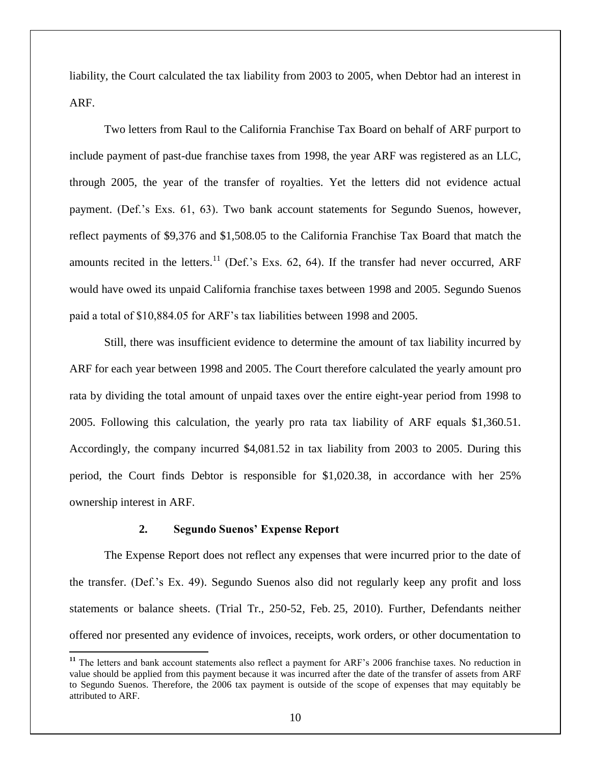liability, the Court calculated the tax liability from 2003 to 2005, when Debtor had an interest in ARF.

Two letters from Raul to the California Franchise Tax Board on behalf of ARF purport to include payment of past-due franchise taxes from 1998, the year ARF was registered as an LLC, through 2005, the year of the transfer of royalties. Yet the letters did not evidence actual payment. (Def.'s Exs. 61, 63). Two bank account statements for Segundo Suenos, however, reflect payments of $9,376 and $1,508.05 to the California Franchise Tax Board that match the amounts recited in the letters.[11] (Def.'s Exs. 62, 64). If the transfer had never occurred, ARF would have owed its unpaid California franchise taxes between 1998 and 2005. Segundo Suenos paid a total of $10,884.05 for ARF's tax liabilities between 1998 and 2005.

Still, there was insufficient evidence to determine the amount of tax liability incurred by ARF for each year between 1998 and 2005. The Court therefore calculated the yearly amount pro rata by dividing the total amount of unpaid taxes over the entire eight-year period from 1998 to 2005. Following this calculation, the yearly pro rata tax liability of ARF equals $1,360.51. Accordingly, the company incurred $4,081.52 in tax liability from 2003 to 2005. During this period, the Court finds Debtor is responsible for $1,020.38, in accordance with her 25% ownership interest in ARF.

### 2. Segundo Suenos' Expense Report

The Expense Report does not reflect any expenses that were incurred prior to the date of the transfer. (Def.'s Ex. 49). Segundo Suenos also did not regularly keep any profit and loss statements or balance sheets. (Trial Tr., 250-52, Feb. 25, 2010). Further, Defendants neither offered nor presented any evidence of invoices, receipts, work orders, or other documentation to

---

[11] The letters and bank account statements also reflect a payment for ARF's 2006 franchise taxes. No reduction in value should be applied from this payment because it was incurred after the date of the transfer of assets from ARF to Segundo Suenos. Therefore, the 2006 tax payment is outside of the scope of expenses that may equitably be attributed to ARF.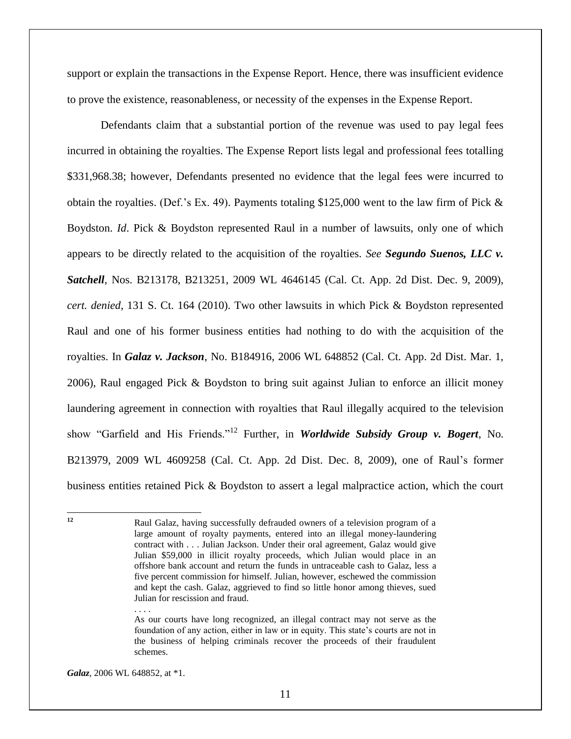support or explain the transactions in the Expense Report. Hence, there was insufficient evidence to prove the existence, reasonableness, or necessity of the expenses in the Expense Report.

Defendants claim that a substantial portion of the revenue was used to pay legal fees incurred in obtaining the royalties. The Expense Report lists legal and professional fees totalling $331,968.38; however, Defendants presented no evidence that the legal fees were incurred to obtain the royalties. (Def.'s Ex. 49). Payments totaling $125,000 went to the law firm of Pick & Boydston. *Id*. Pick & Boydston represented Raul in a number of lawsuits, only one of which appears to be directly related to the acquisition of the royalties. *See* ***Segundo Suenos, LLC v. Satchell***, Nos. B213178, B213251, 2009 WL 4646145 (Cal. Ct. App. 2d Dist. Dec. 9, 2009), *cert. denied*, 131 S. Ct. 164 (2010). Two other lawsuits in which Pick & Boydston represented Raul and one of his former business entities had nothing to do with the acquisition of the royalties. In ***Galaz v. Jackson***, No. B184916, 2006 WL 648852 (Cal. Ct. App. 2d Dist. Mar. 1, 2006), Raul engaged Pick & Boydston to bring suit against Julian to enforce an illicit money laundering agreement in connection with royalties that Raul illegally acquired to the television show "Garfield and His Friends."[12] Further, in ***Worldwide Subsidy Group v. Bogert***, No. B213979, 2009 WL 4609258 (Cal. Ct. App. 2d Dist. Dec. 8, 2009), one of Raul's former business entities retained Pick & Boydston to assert a legal malpractice action, which the court

---

[12]

> Raul Galaz, having successfully defrauded owners of a television program of a large amount of royalty payments, entered into an illegal money-laundering contract with . . . Julian Jackson. Under their oral agreement, Galaz would give Julian $59,000 in illicit royalty proceeds, which Julian would place in an offshore bank account and return the funds in untraceable cash to Galaz, less a five percent commission for himself. Julian, however, eschewed the commission and kept the cash. Galaz, aggrieved to find so little honor among thieves, sued Julian for rescission and fraud.
>
> . . . .
>
> As our courts have long recognized, an illegal contract may not serve as the foundation of any action, either in law or in equity. This state's courts are not in the business of helping criminals recover the proceeds of their fraudulent schemes.

***Galaz***, 2006 WL 648852, at *1.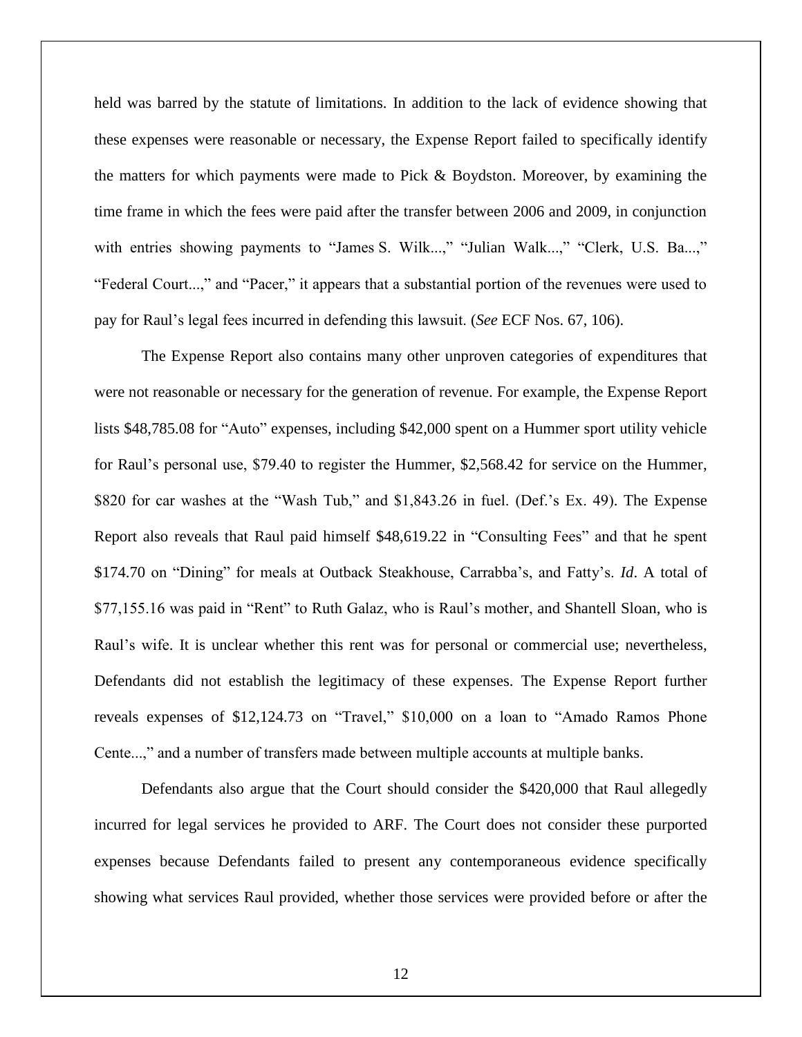held was barred by the statute of limitations. In addition to the lack of evidence showing that these expenses were reasonable or necessary, the Expense Report failed to specifically identify the matters for which payments were made to Pick & Boydston. Moreover, by examining the time frame in which the fees were paid after the transfer between 2006 and 2009, in conjunction with entries showing payments to "James S. Wilk...," "Julian Walk...," "Clerk, U.S. Ba...," "Federal Court...," and "Pacer," it appears that a substantial portion of the revenues were used to pay for Raul's legal fees incurred in defending this lawsuit. (*See* ECF Nos. 67, 106).

The Expense Report also contains many other unproven categories of expenditures that were not reasonable or necessary for the generation of revenue. For example, the Expense Report lists $48,785.08 for "Auto" expenses, including $42,000 spent on a Hummer sport utility vehicle for Raul's personal use, $79.40 to register the Hummer, $2,568.42 for service on the Hummer, $820 for car washes at the "Wash Tub," and $1,843.26 in fuel. (Def.'s Ex. 49). The Expense Report also reveals that Raul paid himself $48,619.22 in "Consulting Fees" and that he spent $174.70 on "Dining" for meals at Outback Steakhouse, Carrabba's, and Fatty's. *Id*. A total of $77,155.16 was paid in "Rent" to Ruth Galaz, who is Raul's mother, and Shantell Sloan, who is Raul's wife. It is unclear whether this rent was for personal or commercial use; nevertheless, Defendants did not establish the legitimacy of these expenses. The Expense Report further reveals expenses of $12,124.73 on "Travel," $10,000 on a loan to "Amado Ramos Phone Cente...," and a number of transfers made between multiple accounts at multiple banks.

Defendants also argue that the Court should consider the $420,000 that Raul allegedly incurred for legal services he provided to ARF. The Court does not consider these purported expenses because Defendants failed to present any contemporaneous evidence specifically showing what services Raul provided, whether those services were provided before or after the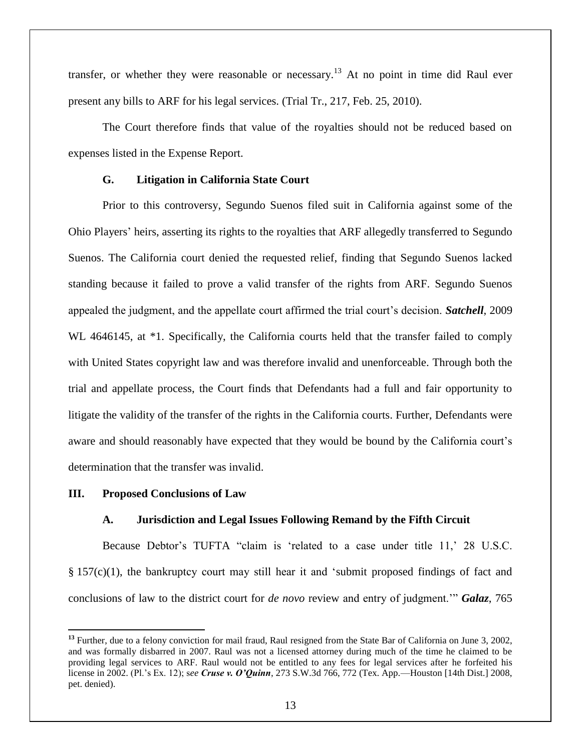transfer, or whether they were reasonable or necessary.[13] At no point in time did Raul ever present any bills to ARF for his legal services. (Trial Tr., 217, Feb. 25, 2010).

The Court therefore finds that value of the royalties should not be reduced based on expenses listed in the Expense Report.

### G. Litigation in California State Court

Prior to this controversy, Segundo Suenos filed suit in California against some of the Ohio Players' heirs, asserting its rights to the royalties that ARF allegedly transferred to Segundo Suenos. The California court denied the requested relief, finding that Segundo Suenos lacked standing because it failed to prove a valid transfer of the rights from ARF. Segundo Suenos appealed the judgment, and the appellate court affirmed the trial court's decision. ***Satchell***, 2009 WL 4646145, at *1. Specifically, the California courts held that the transfer failed to comply with United States copyright law and was therefore invalid and unenforceable. Through both the trial and appellate process, the Court finds that Defendants had a full and fair opportunity to litigate the validity of the transfer of the rights in the California courts. Further, Defendants were aware and should reasonably have expected that they would be bound by the California court's determination that the transfer was invalid.

## III. Proposed Conclusions of Law

### A. Jurisdiction and Legal Issues Following Remand by the Fifth Circuit

Because Debtor's TUFTA "claim is 'related to a case under title 11,' 28 U.S.C. § 157(c)(1), the bankruptcy court may still hear it and 'submit proposed findings of fact and conclusions of law to the district court for *de novo* review and entry of judgment.'" ***Galaz***, 765

---

[13] Further, due to a felony conviction for mail fraud, Raul resigned from the State Bar of California on June 3, 2002, and was formally disbarred in 2007. Raul was not a licensed attorney during much of the time he claimed to be providing legal services to ARF. Raul would not be entitled to any fees for legal services after he forfeited his license in 2002. (Pl.'s Ex. 12); *see **Cruse v. O'Quinn***, 273 S.W.3d 766, 772 (Tex. App.—Houston [14th Dist.] 2008, pet. denied).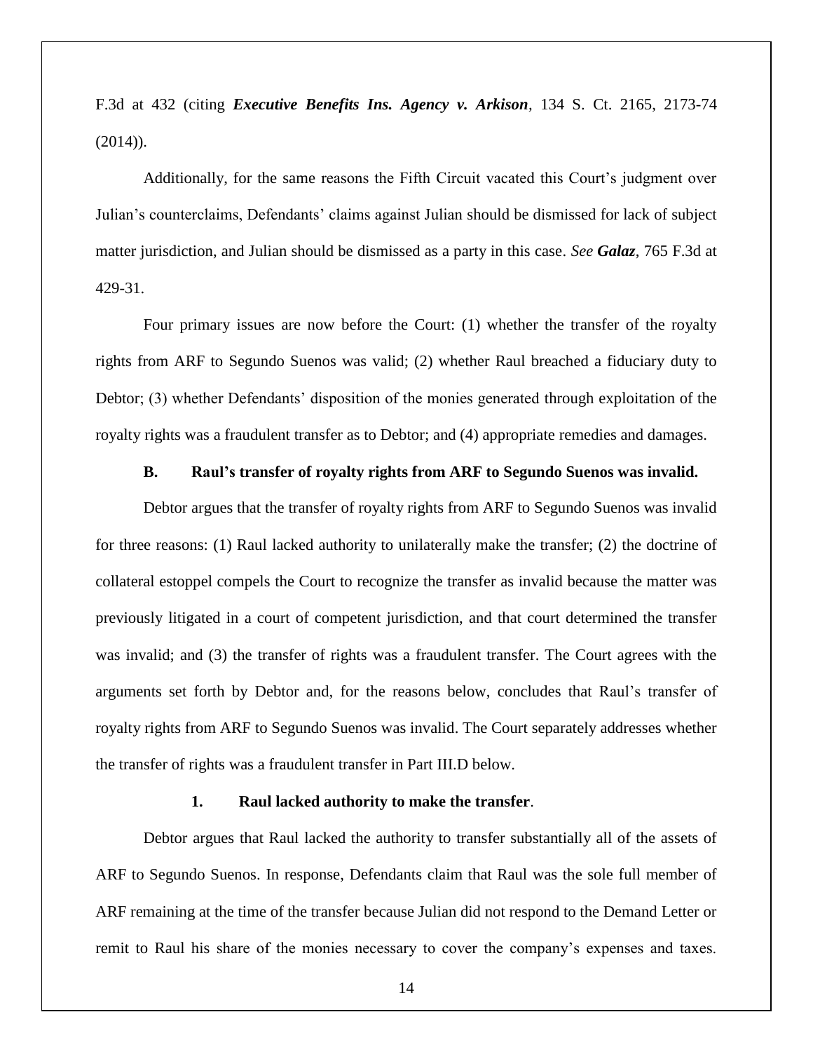F.3d at 432 (citing ***Executive Benefits Ins. Agency v. Arkison***, 134 S. Ct. 2165, 2173-74 (2014)).

Additionally, for the same reasons the Fifth Circuit vacated this Court's judgment over Julian's counterclaims, Defendants' claims against Julian should be dismissed for lack of subject matter jurisdiction, and Julian should be dismissed as a party in this case. *See* ***Galaz***, 765 F.3d at 429-31.

Four primary issues are now before the Court: (1) whether the transfer of the royalty rights from ARF to Segundo Suenos was valid; (2) whether Raul breached a fiduciary duty to Debtor; (3) whether Defendants' disposition of the monies generated through exploitation of the royalty rights was a fraudulent transfer as to Debtor; and (4) appropriate remedies and damages.

### B. Raul's transfer of royalty rights from ARF to Segundo Suenos was invalid.

Debtor argues that the transfer of royalty rights from ARF to Segundo Suenos was invalid for three reasons: (1) Raul lacked authority to unilaterally make the transfer; (2) the doctrine of collateral estoppel compels the Court to recognize the transfer as invalid because the matter was previously litigated in a court of competent jurisdiction, and that court determined the transfer was invalid; and (3) the transfer of rights was a fraudulent transfer. The Court agrees with the arguments set forth by Debtor and, for the reasons below, concludes that Raul's transfer of royalty rights from ARF to Segundo Suenos was invalid. The Court separately addresses whether the transfer of rights was a fraudulent transfer in Part III.D below.

#### 1. Raul lacked authority to make the transfer.

Debtor argues that Raul lacked the authority to transfer substantially all of the assets of ARF to Segundo Suenos. In response, Defendants claim that Raul was the sole full member of ARF remaining at the time of the transfer because Julian did not respond to the Demand Letter or remit to Raul his share of the monies necessary to cover the company's expenses and taxes.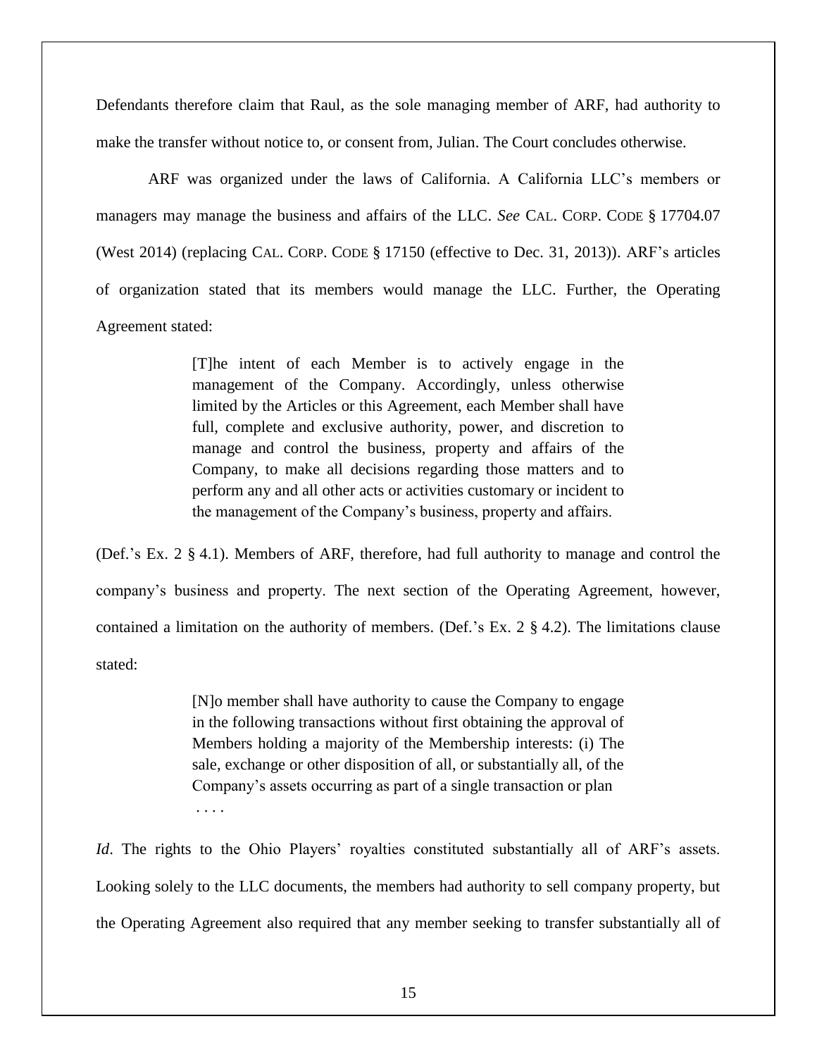Defendants therefore claim that Raul, as the sole managing member of ARF, had authority to make the transfer without notice to, or consent from, Julian. The Court concludes otherwise.

ARF was organized under the laws of California. A California LLC's members or managers may manage the business and affairs of the LLC. *See* CAL. CORP. CODE § 17704.07 (West 2014) (replacing CAL. CORP. CODE § 17150 (effective to Dec. 31, 2013)). ARF's articles of organization stated that its members would manage the LLC. Further, the Operating Agreement stated:

> [T]he intent of each Member is to actively engage in the management of the Company. Accordingly, unless otherwise limited by the Articles or this Agreement, each Member shall have full, complete and exclusive authority, power, and discretion to manage and control the business, property and affairs of the Company, to make all decisions regarding those matters and to perform any and all other acts or activities customary or incident to the management of the Company's business, property and affairs.

(Def.'s Ex. 2 § 4.1). Members of ARF, therefore, had full authority to manage and control the company's business and property. The next section of the Operating Agreement, however, contained a limitation on the authority of members. (Def.'s Ex. 2 § 4.2). The limitations clause stated:

> [N]o member shall have authority to cause the Company to engage in the following transactions without first obtaining the approval of Members holding a majority of the Membership interests: (i) The sale, exchange or other disposition of all, or substantially all, of the Company's assets occurring as part of a single transaction or plan . . . .

*Id*. The rights to the Ohio Players' royalties constituted substantially all of ARF's assets. Looking solely to the LLC documents, the members had authority to sell company property, but the Operating Agreement also required that any member seeking to transfer substantially all of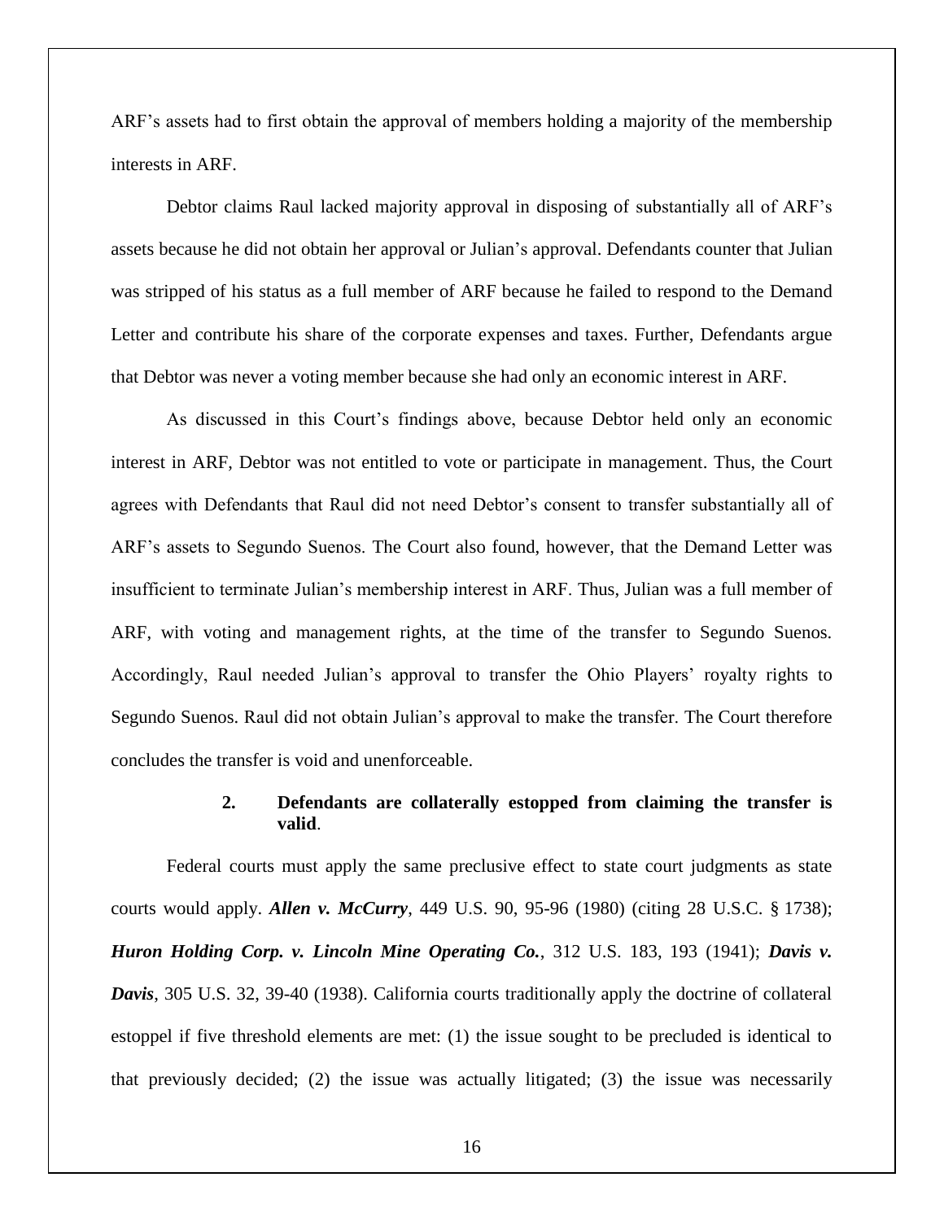ARF's assets had to first obtain the approval of members holding a majority of the membership interests in ARF.

Debtor claims Raul lacked majority approval in disposing of substantially all of ARF's assets because he did not obtain her approval or Julian's approval. Defendants counter that Julian was stripped of his status as a full member of ARF because he failed to respond to the Demand Letter and contribute his share of the corporate expenses and taxes. Further, Defendants argue that Debtor was never a voting member because she had only an economic interest in ARF.

As discussed in this Court's findings above, because Debtor held only an economic interest in ARF, Debtor was not entitled to vote or participate in management. Thus, the Court agrees with Defendants that Raul did not need Debtor's consent to transfer substantially all of ARF's assets to Segundo Suenos. The Court also found, however, that the Demand Letter was insufficient to terminate Julian's membership interest in ARF. Thus, Julian was a full member of ARF, with voting and management rights, at the time of the transfer to Segundo Suenos. Accordingly, Raul needed Julian's approval to transfer the Ohio Players' royalty rights to Segundo Suenos. Raul did not obtain Julian's approval to make the transfer. The Court therefore concludes the transfer is void and unenforceable.

### 2. Defendants are collaterally estopped from claiming the transfer is valid.

Federal courts must apply the same preclusive effect to state court judgments as state courts would apply. ***Allen v. McCurry***, 449 U.S. 90, 95-96 (1980) (citing 28 U.S.C. § 1738); ***Huron Holding Corp. v. Lincoln Mine Operating Co.***, 312 U.S. 183, 193 (1941); ***Davis v. Davis***, 305 U.S. 32, 39-40 (1938). California courts traditionally apply the doctrine of collateral estoppel if five threshold elements are met: (1) the issue sought to be precluded is identical to that previously decided; (2) the issue was actually litigated; (3) the issue was necessarily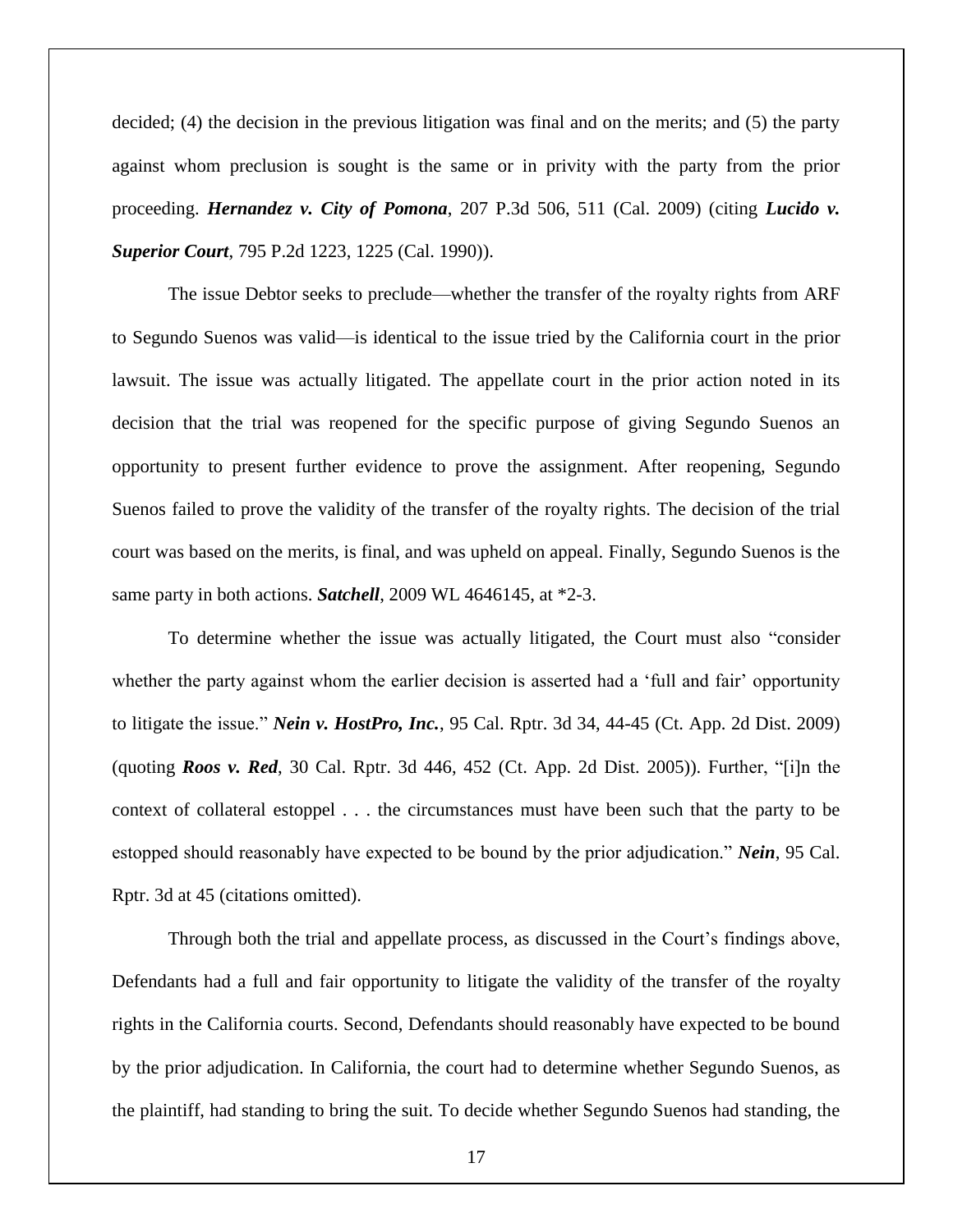decided; (4) the decision in the previous litigation was final and on the merits; and (5) the party against whom preclusion is sought is the same or in privity with the party from the prior proceeding. ***Hernandez v. City of Pomona***, 207 P.3d 506, 511 (Cal. 2009) (citing ***Lucido v. Superior Court***, 795 P.2d 1223, 1225 (Cal. 1990)).

The issue Debtor seeks to preclude—whether the transfer of the royalty rights from ARF to Segundo Suenos was valid—is identical to the issue tried by the California court in the prior lawsuit. The issue was actually litigated. The appellate court in the prior action noted in its decision that the trial was reopened for the specific purpose of giving Segundo Suenos an opportunity to present further evidence to prove the assignment. After reopening, Segundo Suenos failed to prove the validity of the transfer of the royalty rights. The decision of the trial court was based on the merits, is final, and was upheld on appeal. Finally, Segundo Suenos is the same party in both actions. ***Satchell***, 2009 WL 4646145, at *2-3.

To determine whether the issue was actually litigated, the Court must also "consider whether the party against whom the earlier decision is asserted had a 'full and fair' opportunity to litigate the issue." ***Nein v. HostPro, Inc.***, 95 Cal. Rptr. 3d 34, 44-45 (Ct. App. 2d Dist. 2009) (quoting ***Roos v. Red***, 30 Cal. Rptr. 3d 446, 452 (Ct. App. 2d Dist. 2005)). Further, "[i]n the context of collateral estoppel . . . the circumstances must have been such that the party to be estopped should reasonably have expected to be bound by the prior adjudication." ***Nein***, 95 Cal. Rptr. 3d at 45 (citations omitted).

Through both the trial and appellate process, as discussed in the Court's findings above, Defendants had a full and fair opportunity to litigate the validity of the transfer of the royalty rights in the California courts. Second, Defendants should reasonably have expected to be bound by the prior adjudication. In California, the court had to determine whether Segundo Suenos, as the plaintiff, had standing to bring the suit. To decide whether Segundo Suenos had standing, the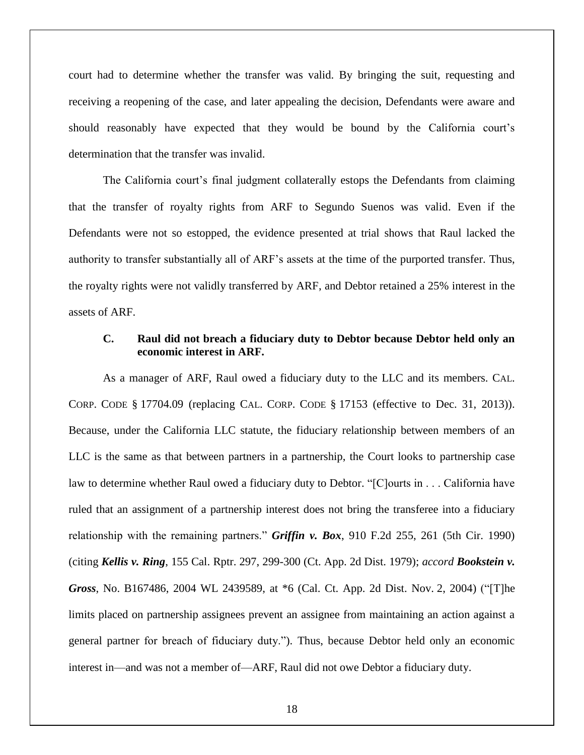court had to determine whether the transfer was valid. By bringing the suit, requesting and receiving a reopening of the case, and later appealing the decision, Defendants were aware and should reasonably have expected that they would be bound by the California court's determination that the transfer was invalid.

The California court's final judgment collaterally estops the Defendants from claiming that the transfer of royalty rights from ARF to Segundo Suenos was valid. Even if the Defendants were not so estopped, the evidence presented at trial shows that Raul lacked the authority to transfer substantially all of ARF's assets at the time of the purported transfer. Thus, the royalty rights were not validly transferred by ARF, and Debtor retained a 25% interest in the assets of ARF.

### C. Raul did not breach a fiduciary duty to Debtor because Debtor held only an economic interest in ARF.

As a manager of ARF, Raul owed a fiduciary duty to the LLC and its members. CAL. CORP. CODE § 17704.09 (replacing CAL. CORP. CODE § 17153 (effective to Dec. 31, 2013)). Because, under the California LLC statute, the fiduciary relationship between members of an LLC is the same as that between partners in a partnership, the Court looks to partnership case law to determine whether Raul owed a fiduciary duty to Debtor. "[C]ourts in . . . California have ruled that an assignment of a partnership interest does not bring the transferee into a fiduciary relationship with the remaining partners." ***Griffin v. Box***, 910 F.2d 255, 261 (5th Cir. 1990) (citing ***Kellis v. Ring***, 155 Cal. Rptr. 297, 299-300 (Ct. App. 2d Dist. 1979); *accord* ***Bookstein v. Gross***, No. B167486, 2004 WL 2439589, at *6 (Cal. Ct. App. 2d Dist. Nov. 2, 2004) ("[T]he limits placed on partnership assignees prevent an assignee from maintaining an action against a general partner for breach of fiduciary duty."). Thus, because Debtor held only an economic interest in—and was not a member of—ARF, Raul did not owe Debtor a fiduciary duty.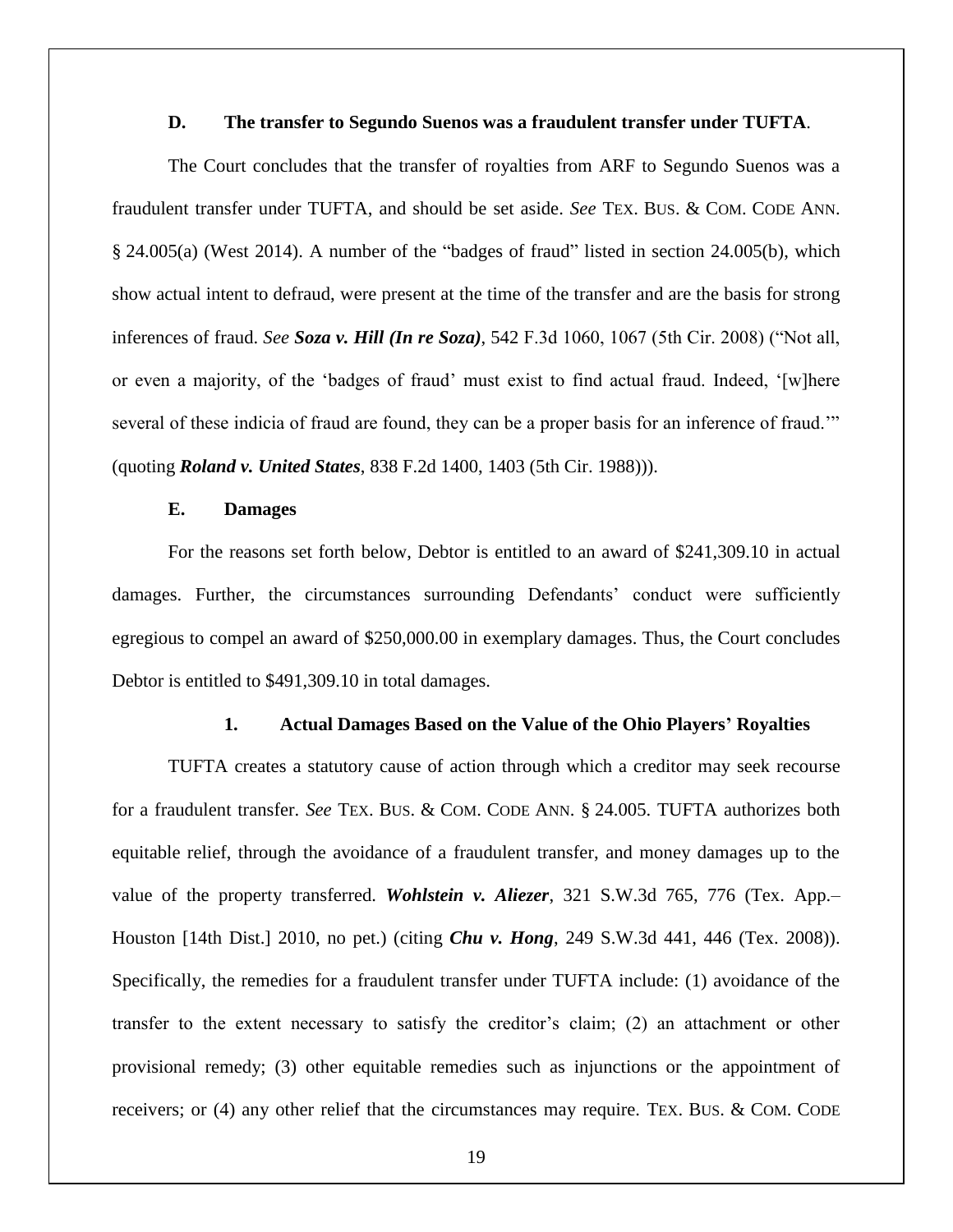### D. The transfer to Segundo Suenos was a fraudulent transfer under TUFTA.

The Court concludes that the transfer of royalties from ARF to Segundo Suenos was a fraudulent transfer under TUFTA, and should be set aside. *See* TEX. BUS. & COM. CODE ANN. § 24.005(a) (West 2014). A number of the "badges of fraud" listed in section 24.005(b), which show actual intent to defraud, were present at the time of the transfer and are the basis for strong inferences of fraud. *See* ***Soza v. Hill (In re Soza)***, 542 F.3d 1060, 1067 (5th Cir. 2008) ("Not all, or even a majority, of the 'badges of fraud' must exist to find actual fraud. Indeed, '[w]here several of these indicia of fraud are found, they can be a proper basis for an inference of fraud.'" (quoting ***Roland v. United States***, 838 F.2d 1400, 1403 (5th Cir. 1988))).

### E. Damages

For the reasons set forth below, Debtor is entitled to an award of $241,309.10 in actual damages. Further, the circumstances surrounding Defendants' conduct were sufficiently egregious to compel an award of $250,000.00 in exemplary damages. Thus, the Court concludes Debtor is entitled to $491,309.10 in total damages.

#### 1. Actual Damages Based on the Value of the Ohio Players' Royalties

TUFTA creates a statutory cause of action through which a creditor may seek recourse for a fraudulent transfer. *See* TEX. BUS. & COM. CODE ANN. § 24.005. TUFTA authorizes both equitable relief, through the avoidance of a fraudulent transfer, and money damages up to the value of the property transferred. ***Wohlstein v. Aliezer***, 321 S.W.3d 765, 776 (Tex. App.–Houston [14th Dist.] 2010, no pet.) (citing ***Chu v. Hong***, 249 S.W.3d 441, 446 (Tex. 2008)). Specifically, the remedies for a fraudulent transfer under TUFTA include: (1) avoidance of the transfer to the extent necessary to satisfy the creditor's claim; (2) an attachment or other provisional remedy; (3) other equitable remedies such as injunctions or the appointment of receivers; or (4) any other relief that the circumstances may require. TEX. BUS. & COM. CODE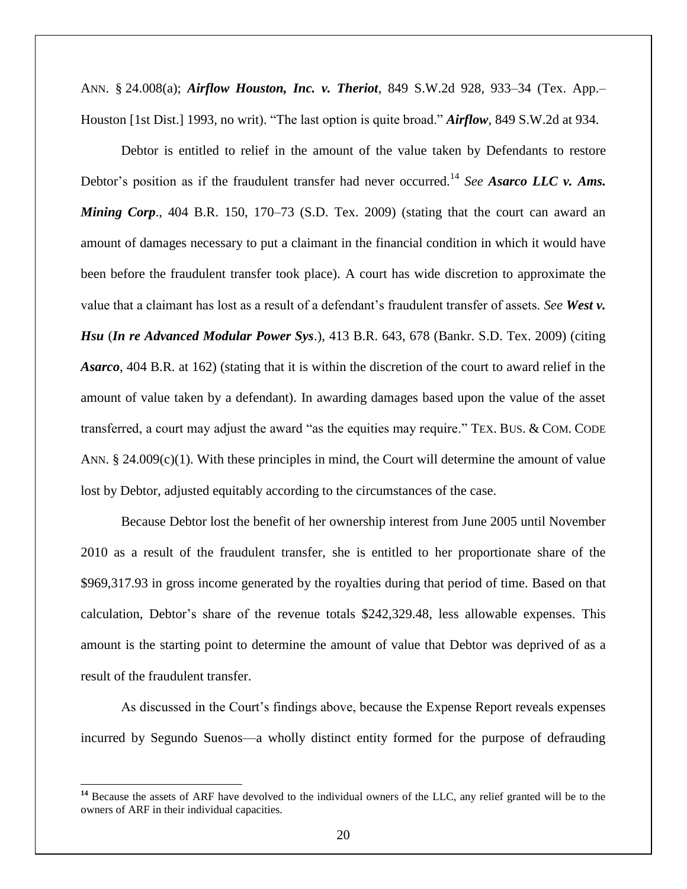ANN. § 24.008(a); ***Airflow Houston, Inc. v. Theriot***, 849 S.W.2d 928, 933–34 (Tex. App.–Houston [1st Dist.] 1993, no writ). "The last option is quite broad." ***Airflow***, 849 S.W.2d at 934.

Debtor is entitled to relief in the amount of the value taken by Defendants to restore Debtor's position as if the fraudulent transfer had never occurred.[14] *See* ***Asarco LLC v. Ams. Mining Corp***., 404 B.R. 150, 170–73 (S.D. Tex. 2009) (stating that the court can award an amount of damages necessary to put a claimant in the financial condition in which it would have been before the fraudulent transfer took place). A court has wide discretion to approximate the value that a claimant has lost as a result of a defendant's fraudulent transfer of assets. *See* ***West v. Hsu*** (***In re Advanced Modular Power Sys***.), 413 B.R. 643, 678 (Bankr. S.D. Tex. 2009) (citing ***Asarco***, 404 B.R. at 162) (stating that it is within the discretion of the court to award relief in the amount of value taken by a defendant). In awarding damages based upon the value of the asset transferred, a court may adjust the award "as the equities may require." TEX. BUS. & COM. CODE ANN. § 24.009(c)(1). With these principles in mind, the Court will determine the amount of value lost by Debtor, adjusted equitably according to the circumstances of the case.

Because Debtor lost the benefit of her ownership interest from June 2005 until November 2010 as a result of the fraudulent transfer, she is entitled to her proportionate share of the \$969,317.93 in gross income generated by the royalties during that period of time. Based on that calculation, Debtor's share of the revenue totals \$242,329.48, less allowable expenses. This amount is the starting point to determine the amount of value that Debtor was deprived of as a result of the fraudulent transfer.

As discussed in the Court's findings above, because the Expense Report reveals expenses incurred by Segundo Suenos—a wholly distinct entity formed for the purpose of defrauding

---

[14] Because the assets of ARF have devolved to the individual owners of the LLC, any relief granted will be to the owners of ARF in their individual capacities.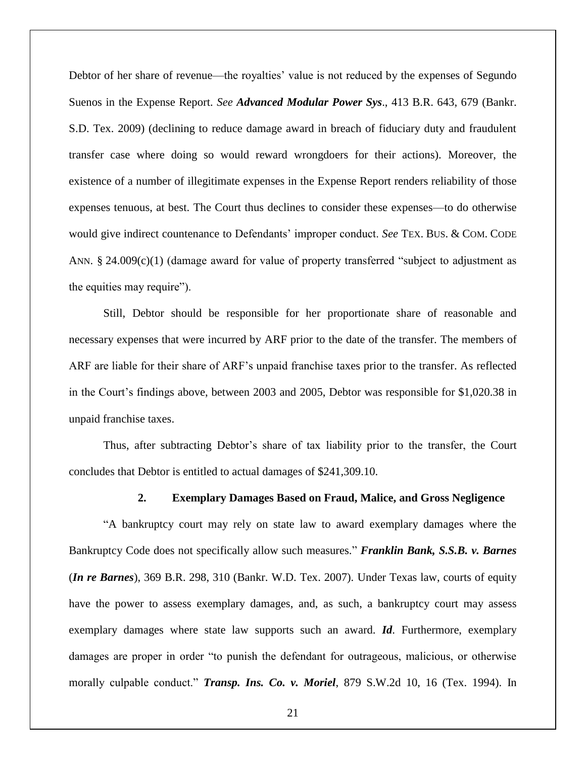Debtor of her share of revenue—the royalties' value is not reduced by the expenses of Segundo Suenos in the Expense Report. *See* ***Advanced Modular Power Sys***., 413 B.R. 643, 679 (Bankr. S.D. Tex. 2009) (declining to reduce damage award in breach of fiduciary duty and fraudulent transfer case where doing so would reward wrongdoers for their actions). Moreover, the existence of a number of illegitimate expenses in the Expense Report renders reliability of those expenses tenuous, at best. The Court thus declines to consider these expenses—to do otherwise would give indirect countenance to Defendants' improper conduct. *See* TEX. BUS. & COM. CODE ANN. § 24.009(c)(1) (damage award for value of property transferred "subject to adjustment as the equities may require").

Still, Debtor should be responsible for her proportionate share of reasonable and necessary expenses that were incurred by ARF prior to the date of the transfer. The members of ARF are liable for their share of ARF's unpaid franchise taxes prior to the transfer. As reflected in the Court's findings above, between 2003 and 2005, Debtor was responsible for $1,020.38 in unpaid franchise taxes.

Thus, after subtracting Debtor's share of tax liability prior to the transfer, the Court concludes that Debtor is entitled to actual damages of $241,309.10.

### 2. Exemplary Damages Based on Fraud, Malice, and Gross Negligence

"A bankruptcy court may rely on state law to award exemplary damages where the Bankruptcy Code does not specifically allow such measures." ***Franklin Bank, S.S.B. v. Barnes*** (***In re Barnes***), 369 B.R. 298, 310 (Bankr. W.D. Tex. 2007). Under Texas law, courts of equity have the power to assess exemplary damages, and, as such, a bankruptcy court may assess exemplary damages where state law supports such an award. ***Id***. Furthermore, exemplary damages are proper in order "to punish the defendant for outrageous, malicious, or otherwise morally culpable conduct." ***Transp. Ins. Co. v. Moriel***, 879 S.W.2d 10, 16 (Tex. 1994). In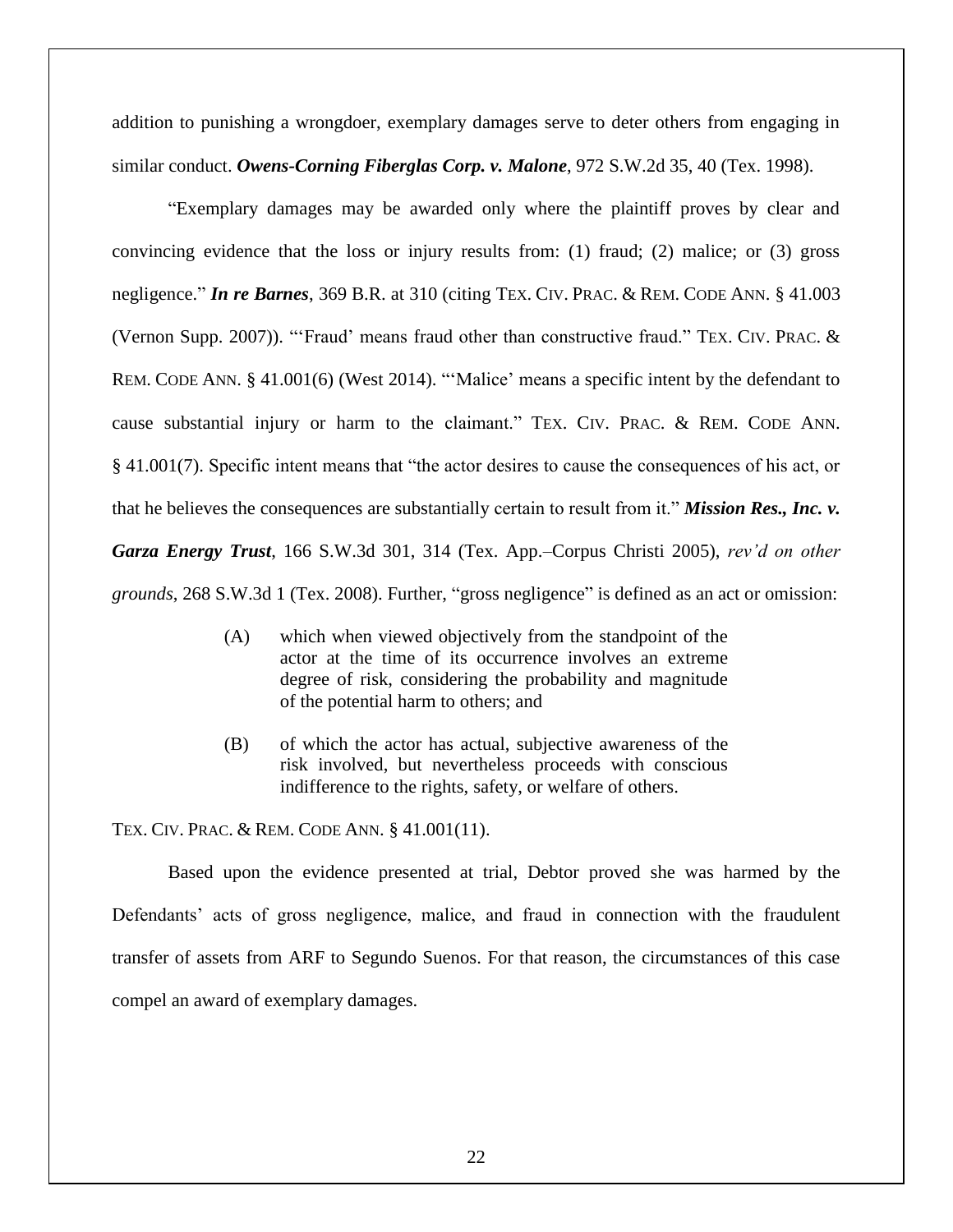addition to punishing a wrongdoer, exemplary damages serve to deter others from engaging in similar conduct. ***Owens-Corning Fiberglas Corp. v. Malone***, 972 S.W.2d 35, 40 (Tex. 1998).

"Exemplary damages may be awarded only where the plaintiff proves by clear and convincing evidence that the loss or injury results from: (1) fraud; (2) malice; or (3) gross negligence." ***In re Barnes***, 369 B.R. at 310 (citing TEX. CIV. PRAC. & REM. CODE ANN. § 41.003 (Vernon Supp. 2007)). "'Fraud' means fraud other than constructive fraud." TEX. CIV. PRAC. & REM. CODE ANN. § 41.001(6) (West 2014). "'Malice' means a specific intent by the defendant to cause substantial injury or harm to the claimant." TEX. CIV. PRAC. & REM. CODE ANN. § 41.001(7). Specific intent means that "the actor desires to cause the consequences of his act, or that he believes the consequences are substantially certain to result from it." ***Mission Res., Inc. v. Garza Energy Trust***, 166 S.W.3d 301, 314 (Tex. App.–Corpus Christi 2005), *rev'd on other grounds*, 268 S.W.3d 1 (Tex. 2008). Further, "gross negligence" is defined as an act or omission:

> (A) which when viewed objectively from the standpoint of the actor at the time of its occurrence involves an extreme degree of risk, considering the probability and magnitude of the potential harm to others; and
>
> (B) of which the actor has actual, subjective awareness of the risk involved, but nevertheless proceeds with conscious indifference to the rights, safety, or welfare of others.

TEX. CIV. PRAC. & REM. CODE ANN. § 41.001(11).

Based upon the evidence presented at trial, Debtor proved she was harmed by the Defendants' acts of gross negligence, malice, and fraud in connection with the fraudulent transfer of assets from ARF to Segundo Suenos. For that reason, the circumstances of this case compel an award of exemplary damages.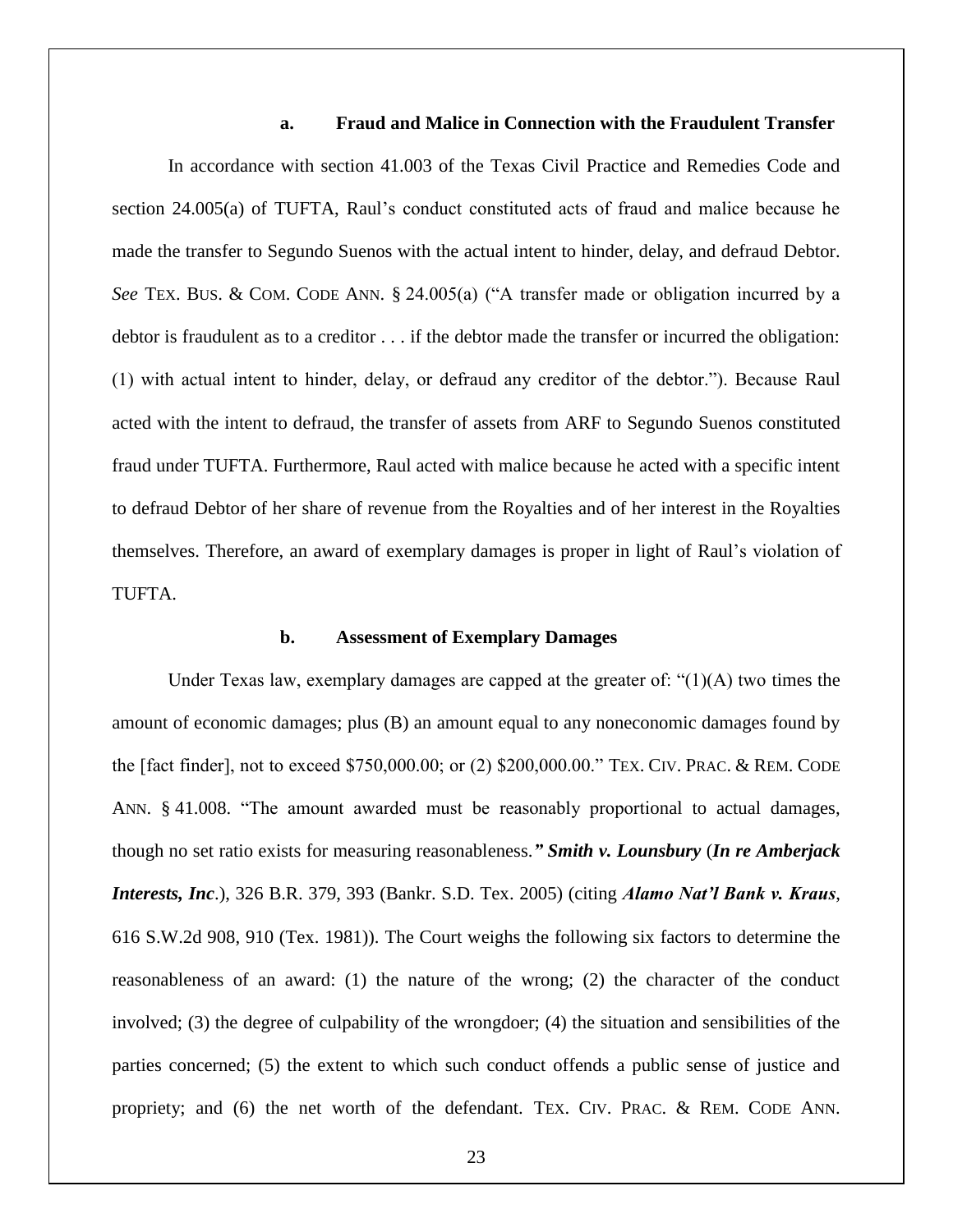#### a. Fraud and Malice in Connection with the Fraudulent Transfer

In accordance with section 41.003 of the Texas Civil Practice and Remedies Code and section 24.005(a) of TUFTA, Raul's conduct constituted acts of fraud and malice because he made the transfer to Segundo Suenos with the actual intent to hinder, delay, and defraud Debtor. *See* TEX. BUS. & COM. CODE ANN. § 24.005(a) ("A transfer made or obligation incurred by a debtor is fraudulent as to a creditor . . . if the debtor made the transfer or incurred the obligation: (1) with actual intent to hinder, delay, or defraud any creditor of the debtor."). Because Raul acted with the intent to defraud, the transfer of assets from ARF to Segundo Suenos constituted fraud under TUFTA. Furthermore, Raul acted with malice because he acted with a specific intent to defraud Debtor of her share of revenue from the Royalties and of her interest in the Royalties themselves. Therefore, an award of exemplary damages is proper in light of Raul's violation of TUFTA.

#### b. Assessment of Exemplary Damages

Under Texas law, exemplary damages are capped at the greater of: "(1)(A) two times the amount of economic damages; plus (B) an amount equal to any noneconomic damages found by the [fact finder], not to exceed $750,000.00; or (2) $200,000.00." TEX. CIV. PRAC. & REM. CODE ANN. § 41.008. "The amount awarded must be reasonably proportional to actual damages, though no set ratio exists for measuring reasonableness.*" **Smith v. Lounsbury** (**In re Amberjack Interests, Inc**.), 326 B.R. 379, 393 (Bankr. S.D. Tex. 2005) (citing ***Alamo Nat'l Bank v. Kraus***, 616 S.W.2d 908, 910 (Tex. 1981)). The Court weighs the following six factors to determine the reasonableness of an award: (1) the nature of the wrong; (2) the character of the conduct involved; (3) the degree of culpability of the wrongdoer; (4) the situation and sensibilities of the parties concerned; (5) the extent to which such conduct offends a public sense of justice and propriety; and (6) the net worth of the defendant. TEX. CIV. PRAC. & REM. CODE ANN.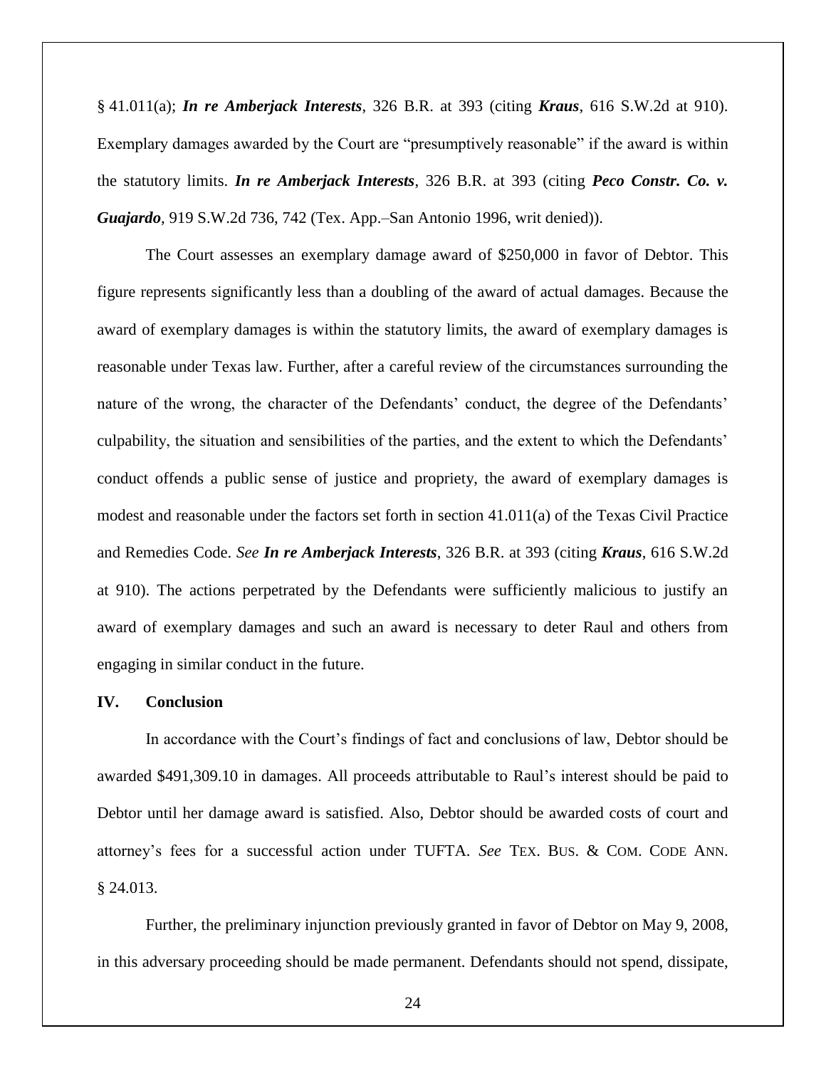§ 41.011(a); ***In re Amberjack Interests***, 326 B.R. at 393 (citing ***Kraus***, 616 S.W.2d at 910). Exemplary damages awarded by the Court are "presumptively reasonable" if the award is within the statutory limits. ***In re Amberjack Interests***, 326 B.R. at 393 (citing ***Peco Constr. Co. v. Guajardo***, 919 S.W.2d 736, 742 (Tex. App.–San Antonio 1996, writ denied)).

The Court assesses an exemplary damage award of $250,000 in favor of Debtor. This figure represents significantly less than a doubling of the award of actual damages. Because the award of exemplary damages is within the statutory limits, the award of exemplary damages is reasonable under Texas law. Further, after a careful review of the circumstances surrounding the nature of the wrong, the character of the Defendants' conduct, the degree of the Defendants' culpability, the situation and sensibilities of the parties, and the extent to which the Defendants' conduct offends a public sense of justice and propriety, the award of exemplary damages is modest and reasonable under the factors set forth in section 41.011(a) of the Texas Civil Practice and Remedies Code. *See* ***In re Amberjack Interests***, 326 B.R. at 393 (citing ***Kraus***, 616 S.W.2d at 910). The actions perpetrated by the Defendants were sufficiently malicious to justify an award of exemplary damages and such an award is necessary to deter Raul and others from engaging in similar conduct in the future.

## IV. Conclusion

In accordance with the Court's findings of fact and conclusions of law, Debtor should be awarded $491,309.10 in damages. All proceeds attributable to Raul's interest should be paid to Debtor until her damage award is satisfied. Also, Debtor should be awarded costs of court and attorney's fees for a successful action under TUFTA. *See* TEX. BUS. & COM. CODE ANN. § 24.013.

Further, the preliminary injunction previously granted in favor of Debtor on May 9, 2008, in this adversary proceeding should be made permanent. Defendants should not spend, dissipate,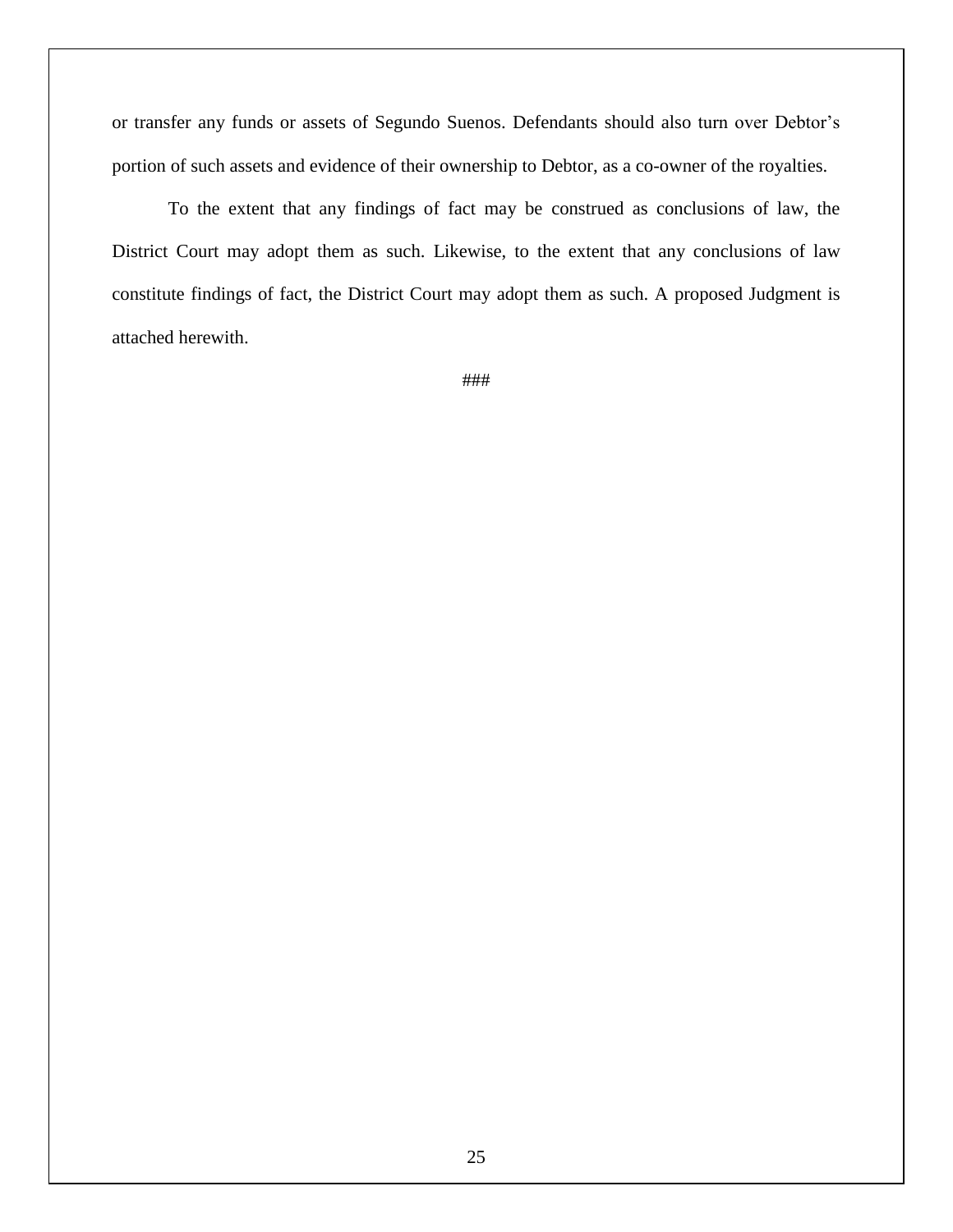or transfer any funds or assets of Segundo Suenos. Defendants should also turn over Debtor's portion of such assets and evidence of their ownership to Debtor, as a co-owner of the royalties.

To the extent that any findings of fact may be construed as conclusions of law, the District Court may adopt them as such. Likewise, to the extent that any conclusions of law constitute findings of fact, the District Court may adopt them as such. A proposed Judgment is attached herewith.

###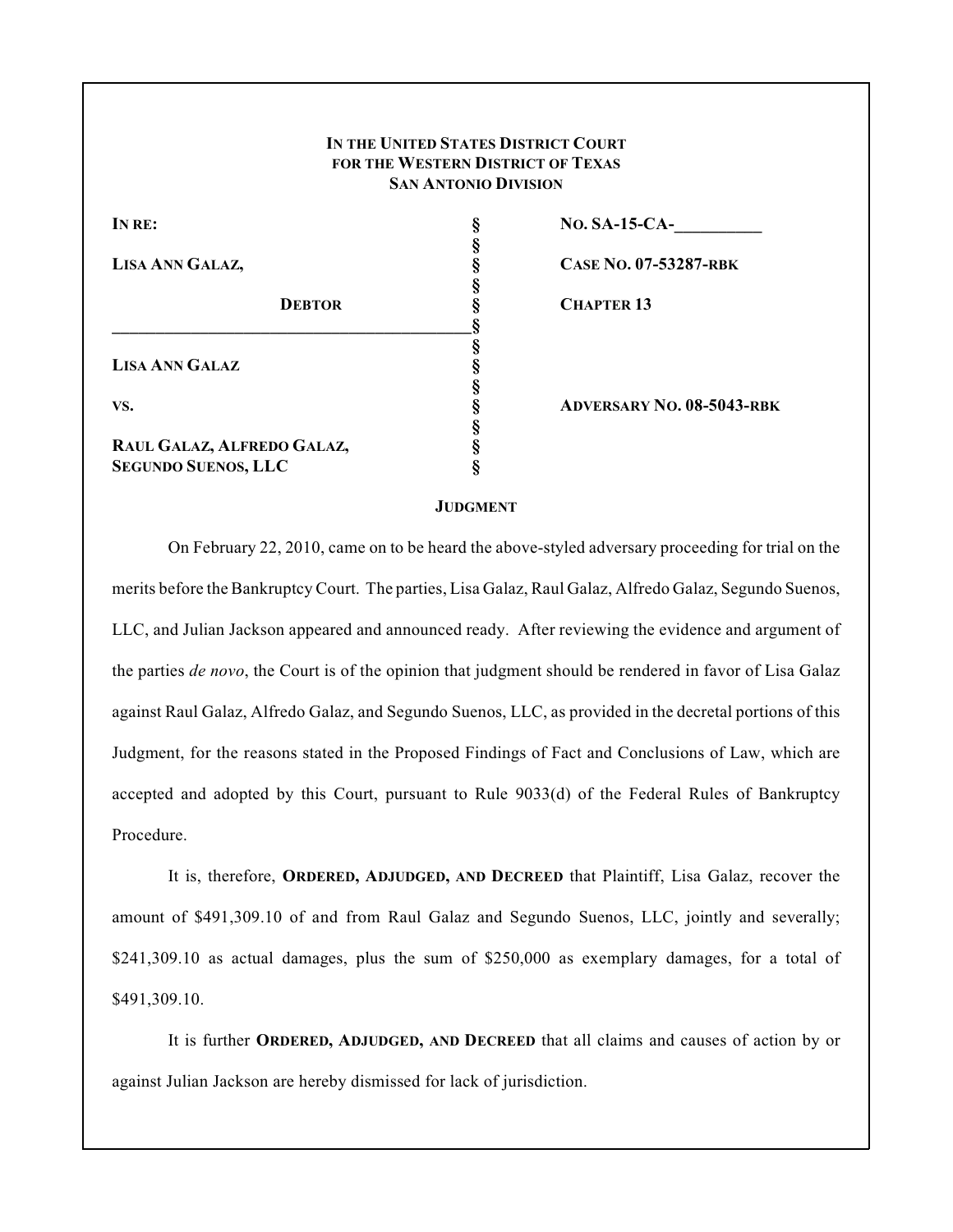**IN THE UNITED STATES DISTRICT COURT**
**FOR THE WESTERN DISTRICT OF TEXAS**
**SAN ANTONIO DIVISION**

| | | |
|---|---|---|
| **IN RE:** | § | **NO. SA-15-CA-\_\_\_\_\_\_\_\_\_\_** |
| | § | |
| **LISA ANN GALAZ,** | § | **CASE NO. 07-53287-RBK** |
| | § | |
| **DEBTOR** | § | **CHAPTER 13** |
| | § | |
| | § | |
| **LISA ANN GALAZ** | § | |
| | § | |
| **VS.** | § | **ADVERSARY NO. 08-5043-RBK** |
| | § | |
| **RAUL GALAZ, ALFREDO GALAZ, SEGUNDO SUENOS, LLC** | § | |

**JUDGMENT**

On February 22, 2010, came on to be heard the above-styled adversary proceeding for trial on the merits before the Bankruptcy Court. The parties, Lisa Galaz, Raul Galaz, Alfredo Galaz, Segundo Suenos, LLC, and Julian Jackson appeared and announced ready. After reviewing the evidence and argument of the parties *de novo*, the Court is of the opinion that judgment should be rendered in favor of Lisa Galaz against Raul Galaz, Alfredo Galaz, and Segundo Suenos, LLC, as provided in the decretal portions of this Judgment, for the reasons stated in the Proposed Findings of Fact and Conclusions of Law, which are accepted and adopted by this Court, pursuant to Rule 9033(d) of the Federal Rules of Bankruptcy Procedure.

It is, therefore, **ORDERED, ADJUDGED, AND DECREED** that Plaintiff, Lisa Galaz, recover the amount of $491,309.10 of and from Raul Galaz and Segundo Suenos, LLC, jointly and severally; $241,309.10 as actual damages, plus the sum of $250,000 as exemplary damages, for a total of $491,309.10.

It is further **ORDERED, ADJUDGED, AND DECREED** that all claims and causes of action by or against Julian Jackson are hereby dismissed for lack of jurisdiction.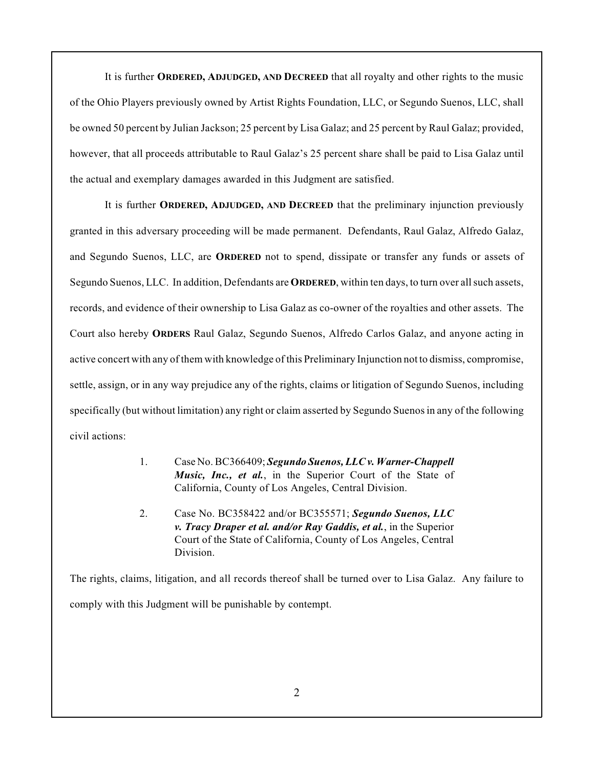It is further **ORDERED, ADJUDGED, AND DECREED** that all royalty and other rights to the music of the Ohio Players previously owned by Artist Rights Foundation, LLC, or Segundo Suenos, LLC, shall be owned 50 percent by Julian Jackson; 25 percent by Lisa Galaz; and 25 percent by Raul Galaz; provided, however, that all proceeds attributable to Raul Galaz's 25 percent share shall be paid to Lisa Galaz until the actual and exemplary damages awarded in this Judgment are satisfied.

It is further **ORDERED, ADJUDGED, AND DECREED** that the preliminary injunction previously granted in this adversary proceeding will be made permanent. Defendants, Raul Galaz, Alfredo Galaz, and Segundo Suenos, LLC, are **ORDERED** not to spend, dissipate or transfer any funds or assets of Segundo Suenos, LLC. In addition, Defendants are **ORDERED**, within ten days, to turn over all such assets, records, and evidence of their ownership to Lisa Galaz as co-owner of the royalties and other assets. The Court also hereby **ORDERS** Raul Galaz, Segundo Suenos, Alfredo Carlos Galaz, and anyone acting in active concert with any of them with knowledge of this Preliminary Injunction not to dismiss, compromise, settle, assign, or in any way prejudice any of the rights, claims or litigation of Segundo Suenos, including specifically (but without limitation) any right or claim asserted by Segundo Suenos in any of the following civil actions:

1. Case No. BC366409; ***Segundo Suenos, LLC v. Warner-Chappell Music, Inc., et al.***, in the Superior Court of the State of California, County of Los Angeles, Central Division.

2. Case No. BC358422 and/or BC355571; ***Segundo Suenos, LLC v. Tracy Draper et al. and/or Ray Gaddis, et al.***, in the Superior Court of the State of California, County of Los Angeles, Central Division.

The rights, claims, litigation, and all records thereof shall be turned over to Lisa Galaz. Any failure to comply with this Judgment will be punishable by contempt.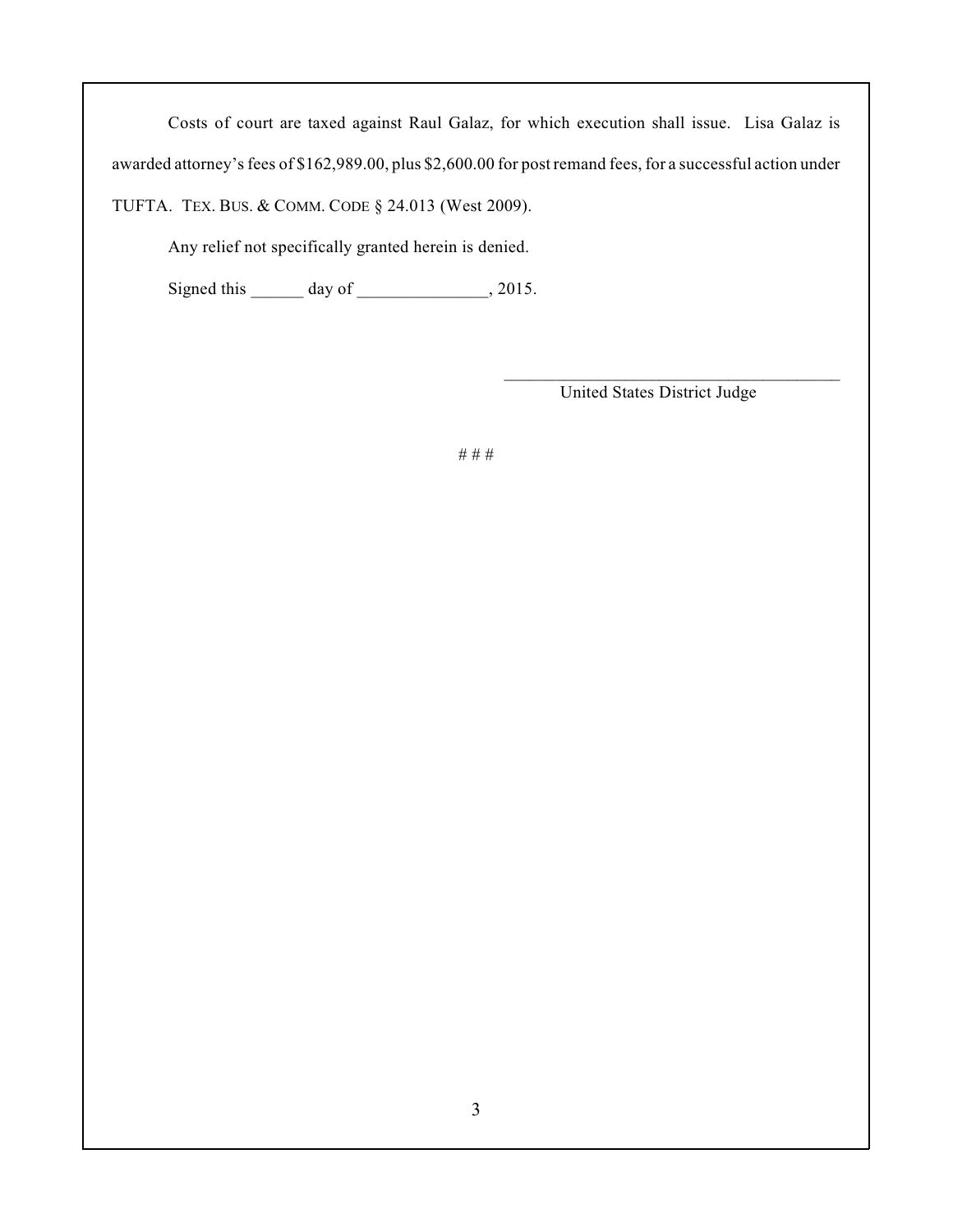Costs of court are taxed against Raul Galaz, for which execution shall issue. Lisa Galaz is awarded attorney's fees of $162,989.00, plus $2,600.00 for post remand fees, for a successful action under TUFTA. TEX. BUS. & COMM. CODE § 24.013 (West 2009).

Any relief not specifically granted herein is denied.

Signed this ______ day of ______________, 2015.

_________________________________________
United States District Judge

# # #